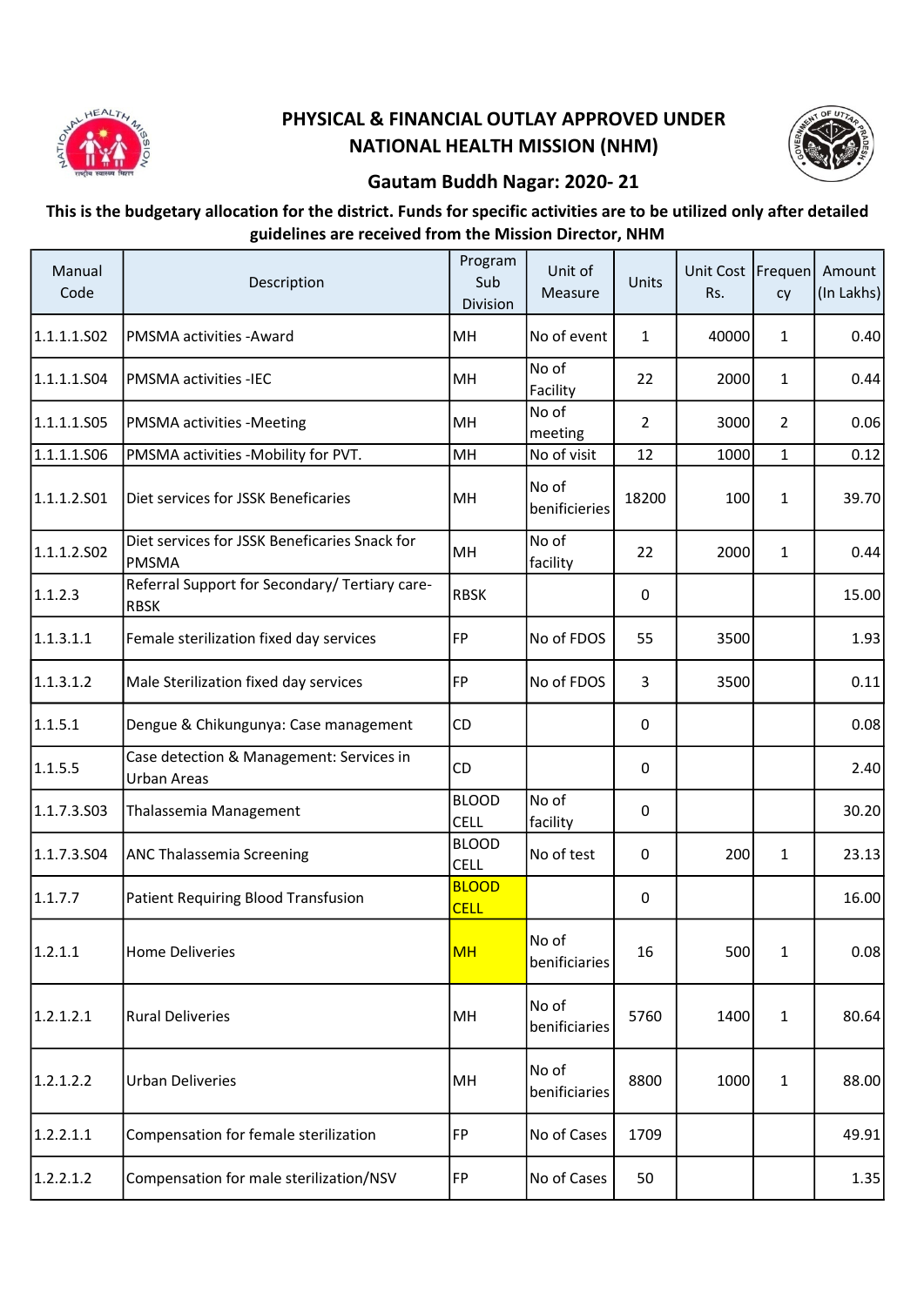# PHYSICAL & FINANCIAL OUTLAY APPROVED UNDER NATIONAL HEALTH MISSION (NHM)

## Gautam Buddh Nagar: 2020- 21

**This is the budgetary allocation for the district. Funds for specific activities are to be utilized only after detailed guidelines are received from the Mission Director, NHM**

| Manual Code | Description | Program Sub Division | Unit of Measure | Units | Unit Cost Rs. | Frequency | Amount (In Lakhs) |
|---|---|---|---|---|---|---|---|
| 1.1.1.1.S02 | PMSMA activities -Award | MH | No of event | 1 | 40000 | 1 | 0.40 |
| 1.1.1.1.S04 | PMSMA activities -IEC | MH | No of Facility | 22 | 2000 | 1 | 0.44 |
| 1.1.1.1.S05 | PMSMA activities -Meeting | MH | No of meeting | 2 | 3000 | 2 | 0.06 |
| 1.1.1.1.S06 | PMSMA activities -Mobility for PVT. | MH | No of visit | 12 | 1000 | 1 | 0.12 |
| 1.1.1.2.S01 | Diet services for JSSK Beneficaries | MH | No of benificieries | 18200 | 100 | 1 | 39.70 |
| 1.1.1.2.S02 | Diet services for JSSK Beneficaries Snack for PMSMA | MH | No of facility | 22 | 2000 | 1 | 0.44 |
| 1.1.2.3 | Referral Support for Secondary/ Tertiary care-RBSK | RBSK | | 0 | | | 15.00 |
| 1.1.3.1.1 | Female sterilization fixed day services | FP | No of FDOS | 55 | 3500 | | 1.93 |
| 1.1.3.1.2 | Male Sterilization fixed day services | FP | No of FDOS | 3 | 3500 | | 0.11 |
| 1.1.5.1 | Dengue & Chikungunya: Case management | CD | | 0 | | | 0.08 |
| 1.1.5.5 | Case detection & Management: Services in Urban Areas | CD | | 0 | | | 2.40 |
| 1.1.7.3.S03 | Thalassemia Management | BLOOD CELL | No of facility | 0 | | | 30.20 |
| 1.1.7.3.S04 | ANC Thalassemia Screening | BLOOD CELL | No of test | 0 | 200 | 1 | 23.13 |
| 1.1.7.7 | Patient Requiring Blood Transfusion | BLOOD CELL | | 0 | | | 16.00 |
| 1.2.1.1 | Home Deliveries | MH | No of beniificiaries | 16 | 500 | 1 | 0.08 |
| 1.2.1.2.1 | Rural Deliveries | MH | No of beniificiaries | 5760 | 1400 | 1 | 80.64 |
| 1.2.1.2.2 | Urban Deliveries | MH | No of beniificiaries | 8800 | 1000 | 1 | 88.00 |
| 1.2.2.1.1 | Compensation for female sterilization | FP | No of Cases | 1709 | | | 49.91 |
| 1.2.2.1.2 | Compensation for male sterilization/NSV | FP | No of Cases | 50 | | | 1.35 |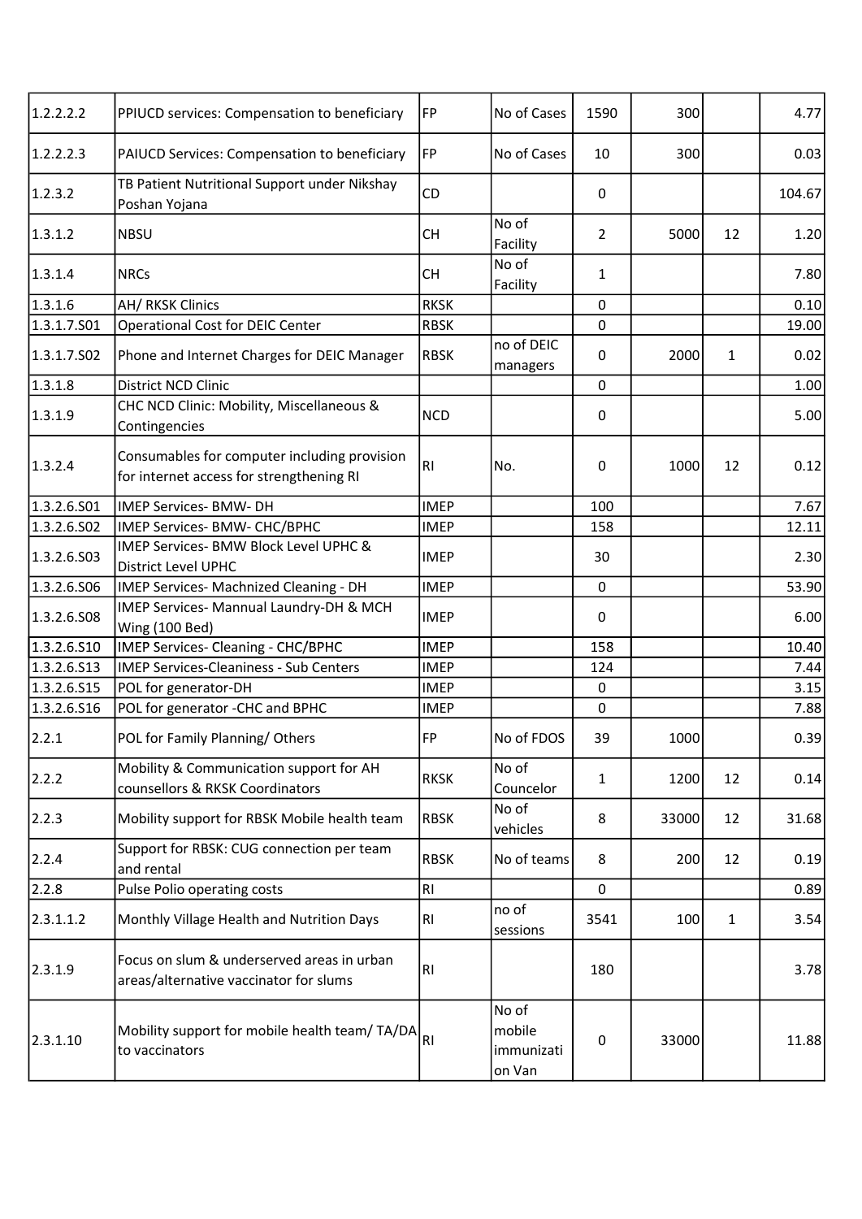| | | | | | | | |
|---|---|---|---|---|---|---|---|
| 1.2.2.2.2 | PPIUCD services: Compensation to beneficiary | FP | No of Cases | 1590 | 300 | | 4.77 |
| 1.2.2.2.3 | PAIUCD Services: Compensation to beneficiary | FP | No of Cases | 10 | 300 | | 0.03 |
| 1.2.3.2 | TB Patient Nutritional Support under Nikshay Poshan Yojana | CD | | 0 | | | 104.67 |
| 1.3.1.2 | NBSU | CH | No of Facility | 2 | 5000 | 12 | 1.20 |
| 1.3.1.4 | NRCs | CH | No of Facility | 1 | | | 7.80 |
| 1.3.1.6 | AH/ RKSK Clinics | RKSK | | 0 | | | 0.10 |
| 1.3.1.7.S01 | Operational Cost for DEIC Center | RBSK | | 0 | | | 19.00 |
| 1.3.1.7.S02 | Phone and Internet Charges for DEIC Manager | RBSK | no of DEIC managers | 0 | 2000 | 1 | 0.02 |
| 1.3.1.8 | District NCD Clinic | | | 0 | | | 1.00 |
| 1.3.1.9 | CHC NCD Clinic: Mobility, Miscellaneous & Contingencies | NCD | | 0 | | | 5.00 |
| 1.3.2.4 | Consumables for computer including provision for internet access for strengthening RI | RI | No. | 0 | 1000 | 12 | 0.12 |
| 1.3.2.6.S01 | IMEP Services- BMW- DH | IMEP | | 100 | | | 7.67 |
| 1.3.2.6.S02 | IMEP Services- BMW- CHC/BPHC | IMEP | | 158 | | | 12.11 |
| 1.3.2.6.S03 | IMEP Services- BMW Block Level UPHC & District Level UPHC | IMEP | | 30 | | | 2.30 |
| 1.3.2.6.S06 | IMEP Services- Machnized Cleaning - DH | IMEP | | 0 | | | 53.90 |
| 1.3.2.6.S08 | IMEP Services- Mannual Laundry-DH & MCH Wing (100 Bed) | IMEP | | 0 | | | 6.00 |
| 1.3.2.6.S10 | IMEP Services- Cleaning - CHC/BPHC | IMEP | | 158 | | | 10.40 |
| 1.3.2.6.S13 | IMEP Services-Cleaniness - Sub Centers | IMEP | | 124 | | | 7.44 |
| 1.3.2.6.S15 | POL for generator-DH | IMEP | | 0 | | | 3.15 |
| 1.3.2.6.S16 | POL for generator -CHC and BPHC | IMEP | | 0 | | | 7.88 |
| 2.2.1 | POL for Family Planning/ Others | FP | No of FDOS | 39 | 1000 | | 0.39 |
| 2.2.2 | Mobility & Communication support for AH counsellors & RKSK Coordinators | RKSK | No of Councelor | 1 | 1200 | 12 | 0.14 |
| 2.2.3 | Mobility support for RBSK Mobile health team | RBSK | No of vehicles | 8 | 33000 | 12 | 31.68 |
| 2.2.4 | Support for RBSK: CUG connection per team and rental | RBSK | No of teams | 8 | 200 | 12 | 0.19 |
| 2.2.8 | Pulse Polio operating costs | RI | | 0 | | | 0.89 |
| 2.3.1.1.2 | Monthly Village Health and Nutrition Days | RI | no of sessions | 3541 | 100 | 1 | 3.54 |
| 2.3.1.9 | Focus on slum & underserved areas in urban areas/alternative vaccinator for slums | RI | | 180 | | | 3.78 |
| 2.3.1.10 | Mobility support for mobile health team/ TA/DA to vaccinators | RI | No of mobile immunization Van | 0 | 33000 | | 11.88 |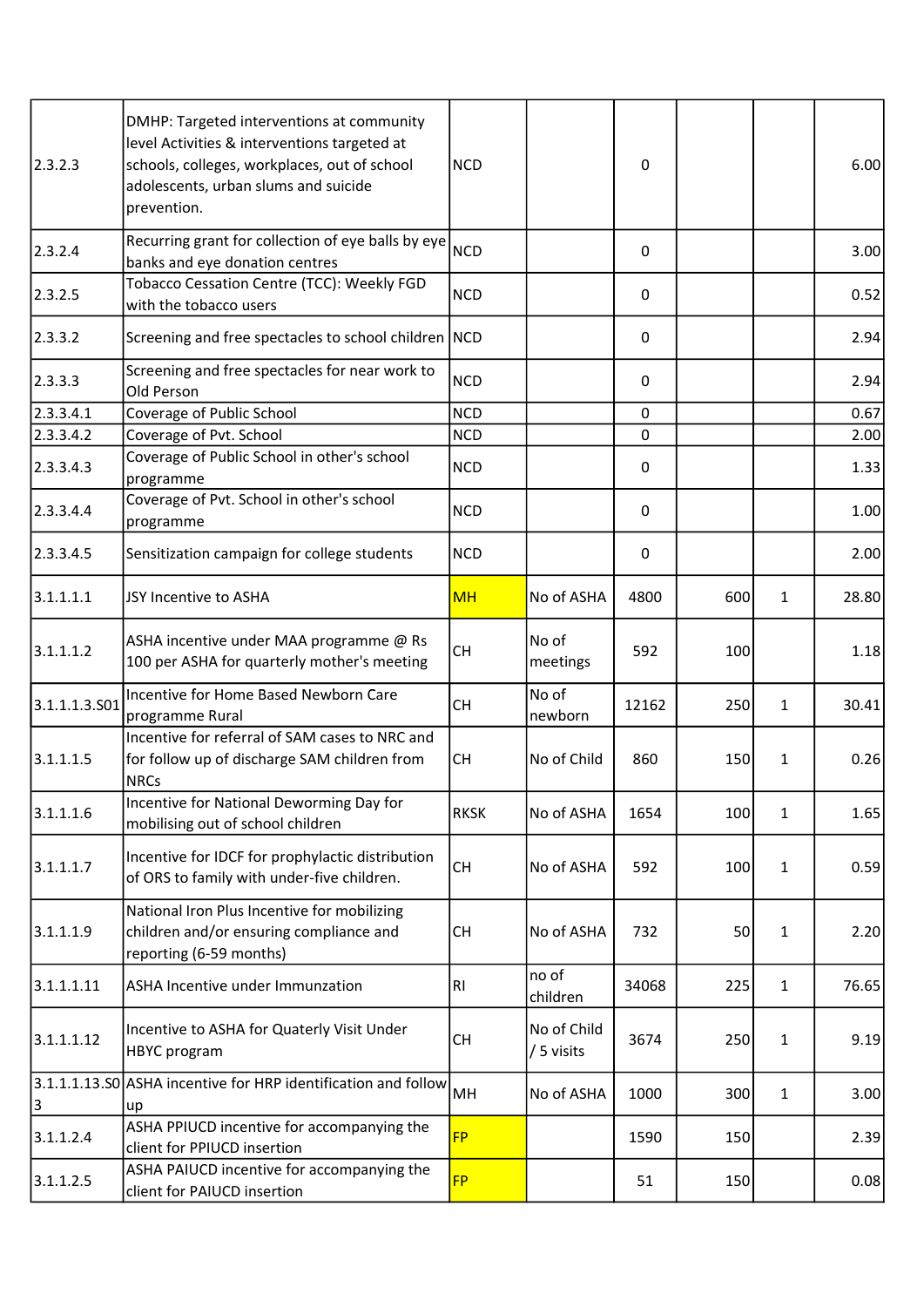| | | | | | | | |
|---|---|---|---|---|---|---|---|
| 2.3.2.3 | DMHP: Targeted interventions at community level Activities & interventions targeted at schools, colleges, workplaces, out of school adolescents, urban slums and suicide prevention. | NCD | | 0 | | | 6.00 |
| 2.3.2.4 | Recurring grant for collection of eye balls by eye banks and eye donation centres | NCD | | 0 | | | 3.00 |
| 2.3.2.5 | Tobacco Cessation Centre (TCC): Weekly FGD with the tobacco users | NCD | | 0 | | | 0.52 |
| 2.3.3.2 | Screening and free spectacles to school children | NCD | | 0 | | | 2.94 |
| 2.3.3.3 | Screening and free spectacles for near work to Old Person | NCD | | 0 | | | 2.94 |
| 2.3.3.4.1 | Coverage of Public School | NCD | | 0 | | | 0.67 |
| 2.3.3.4.2 | Coverage of Pvt. School | NCD | | 0 | | | 2.00 |
| 2.3.3.4.3 | Coverage of Public School in other's school programme | NCD | | 0 | | | 1.33 |
| 2.3.3.4.4 | Coverage of Pvt. School in other's school programme | NCD | | 0 | | | 1.00 |
| 2.3.3.4.5 | Sensitization campaign for college students | NCD | | 0 | | | 2.00 |
| 3.1.1.1.1 | JSY Incentive to ASHA | MH | No of ASHA | 4800 | 600 | 1 | 28.80 |
| 3.1.1.1.2 | ASHA incentive under MAA programme @ Rs 100 per ASHA for quarterly mother's meeting | CH | No of meetings | 592 | 100 | | 1.18 |
| 3.1.1.1.3.S01 | Incentive for Home Based Newborn Care programme Rural | CH | No of newborn | 12162 | 250 | 1 | 30.41 |
| 3.1.1.1.5 | Incentive for referral of SAM cases to NRC and for follow up of discharge SAM children from NRCs | CH | No of Child | 860 | 150 | 1 | 0.26 |
| 3.1.1.1.6 | Incentive for National Deworming Day for mobilising out of school children | RKSK | No of ASHA | 1654 | 100 | 1 | 1.65 |
| 3.1.1.1.7 | Incentive for IDCF for prophylactic distribution of ORS to family with under-five children. | CH | No of ASHA | 592 | 100 | 1 | 0.59 |
| 3.1.1.1.9 | National Iron Plus Incentive for mobilizing children and/or ensuring compliance and reporting (6-59 months) | CH | No of ASHA | 732 | 50 | 1 | 2.20 |
| 3.1.1.1.11 | ASHA Incentive under Immunzation | RI | no of children | 34068 | 225 | 1 | 76.65 |
| 3.1.1.1.12 | Incentive to ASHA for Quaterly Visit Under HBYC program | CH | No of Child / 5 visits | 3674 | 250 | 1 | 9.19 |
| 3.1.1.1.13.S03 | ASHA incentive for HRP identification and follow up | MH | No of ASHA | 1000 | 300 | 1 | 3.00 |
| 3.1.1.2.4 | ASHA PPIUCD incentive for accompanying the client for PPIUCD insertion | FP | | 1590 | 150 | | 2.39 |
| 3.1.1.2.5 | ASHA PAIUCD incentive for accompanying the client for PAIUCD insertion | FP | | 51 | 150 | | 0.08 |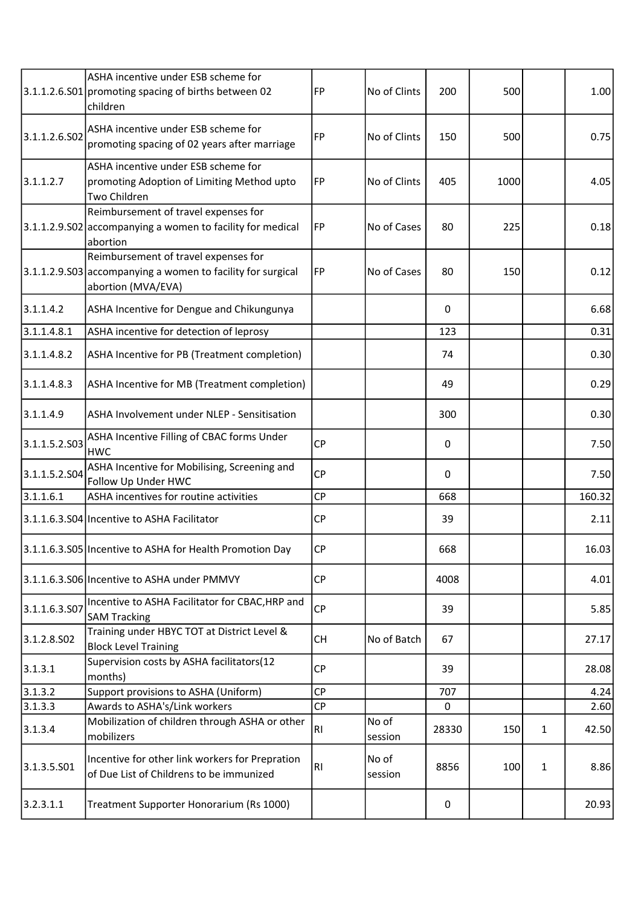| | | | | | | | |
|---|---|---|---|---|---|---|---|
| 3.1.1.2.6.S01 | ASHA incentive under ESB scheme for promoting spacing of births between 02 children | FP | No of Clints | 200 | 500 | | 1.00 |
| 3.1.1.2.6.S02 | ASHA incentive under ESB scheme for promoting spacing of 02 years after marriage | FP | No of Clints | 150 | 500 | | 0.75 |
| 3.1.1.2.7 | ASHA incentive under ESB scheme for promoting Adoption of Limiting Method upto Two Children | FP | No of Clints | 405 | 1000 | | 4.05 |
| 3.1.1.2.9.S02 | Reimbursement of travel expenses for accompanying a women to facility for medical abortion | FP | No of Cases | 80 | 225 | | 0.18 |
| 3.1.1.2.9.S03 | Reimbursement of travel expenses for accompanying a women to facility for surgical abortion (MVA/EVA) | FP | No of Cases | 80 | 150 | | 0.12 |
| 3.1.1.4.2 | ASHA Incentive for Dengue and Chikungunya | | | 0 | | | 6.68 |
| 3.1.1.4.8.1 | ASHA incentive for detection of leprosy | | | 123 | | | 0.31 |
| 3.1.1.4.8.2 | ASHA Incentive for PB (Treatment completion) | | | 74 | | | 0.30 |
| 3.1.1.4.8.3 | ASHA Incentive for MB (Treatment completion) | | | 49 | | | 0.29 |
| 3.1.1.4.9 | ASHA Involvement under NLEP - Sensitisation | | | 300 | | | 0.30 |
| 3.1.1.5.2.S03 | ASHA Incentive Filling of CBAC forms Under HWC | CP | | 0 | | | 7.50 |
| 3.1.1.5.2.S04 | ASHA Incentive for Mobilising, Screening and Follow Up Under HWC | CP | | 0 | | | 7.50 |
| 3.1.1.6.1 | ASHA incentives for routine activities | CP | | 668 | | | 160.32 |
| 3.1.1.6.3.S04 | Incentive to ASHA Facilitator | CP | | 39 | | | 2.11 |
| 3.1.1.6.3.S05 | Incentive to ASHA for Health Promotion Day | CP | | 668 | | | 16.03 |
| 3.1.1.6.3.S06 | Incentive to ASHA under PMMVY | CP | | 4008 | | | 4.01 |
| 3.1.1.6.3.S07 | Incentive to ASHA Facilitator for CBAC,HRP and SAM Tracking | CP | | 39 | | | 5.85 |
| 3.1.2.8.S02 | Training under HBYC TOT at District Level & Block Level Training | CH | No of Batch | 67 | | | 27.17 |
| 3.1.3.1 | Supervision costs by ASHA facilitators(12 months) | CP | | 39 | | | 28.08 |
| 3.1.3.2 | Support provisions to ASHA (Uniform) | CP | | 707 | | | 4.24 |
| 3.1.3.3 | Awards to ASHA's/Link workers | CP | | 0 | | | 2.60 |
| 3.1.3.4 | Mobilization of children through ASHA or other mobilizers | RI | No of session | 28330 | 150 | 1 | 42.50 |
| 3.1.3.5.S01 | Incentive for other link workers for Prepration of Due List of Childrens to be immunized | RI | No of session | 8856 | 100 | 1 | 8.86 |
| 3.2.3.1.1 | Treatment Supporter Honorarium (Rs 1000) | | | 0 | | | 20.93 |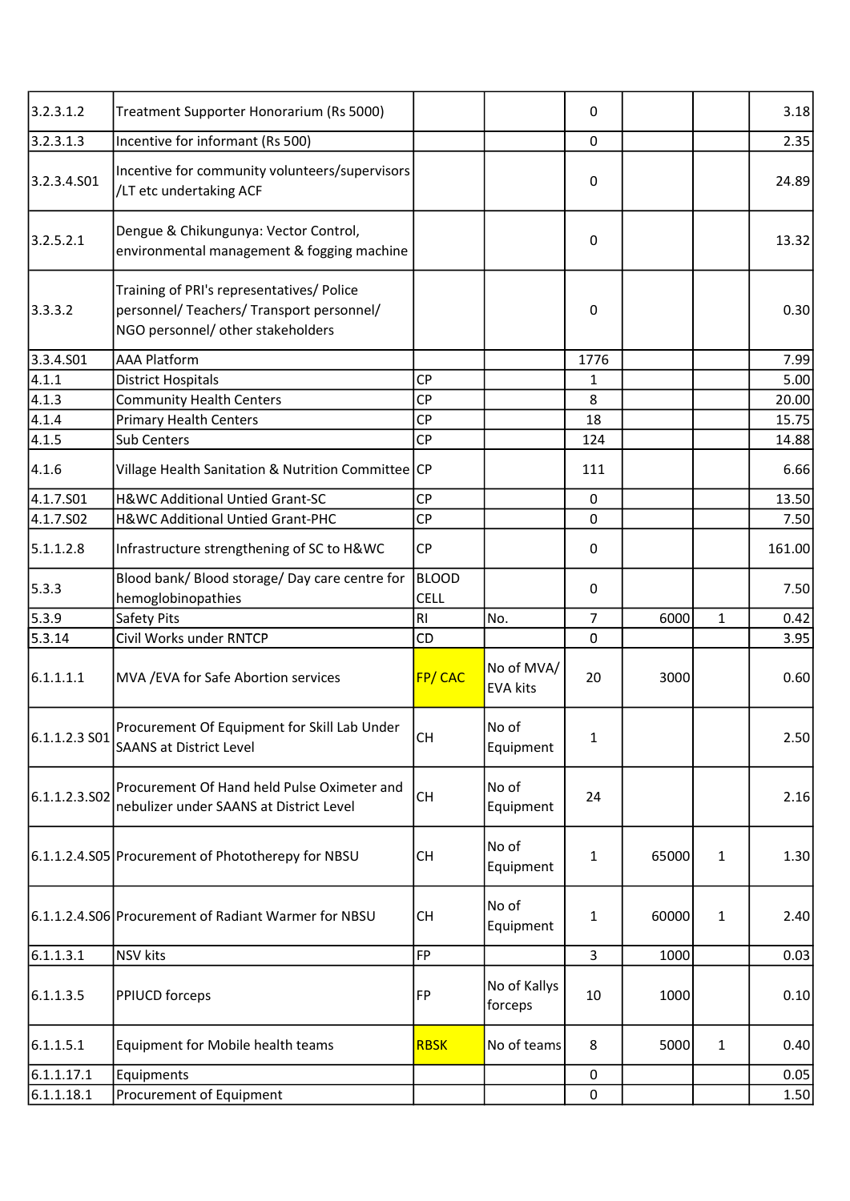| | | | | | | | |
|---|---|---|---|---|---|---|---|
| 3.2.3.1.2 | Treatment Supporter Honorarium (Rs 5000) | | | 0 | | | 3.18 |
| 3.2.3.1.3 | Incentive for informant (Rs 500) | | | 0 | | | 2.35 |
| 3.2.3.4.S01 | Incentive for community volunteers/supervisors /LT etc undertaking ACF | | | 0 | | | 24.89 |
| 3.2.5.2.1 | Dengue & Chikungunya: Vector Control, environmental management & fogging machine | | | 0 | | | 13.32 |
| 3.3.3.2 | Training of PRI's representatives/ Police personnel/ Teachers/ Transport personnel/ NGO personnel/ other stakeholders | | | 0 | | | 0.30 |
| 3.3.4.S01 | AAA Platform | | | 1776 | | | 7.99 |
| 4.1.1 | District Hospitals | CP | | 1 | | | 5.00 |
| 4.1.3 | Community Health Centers | CP | | 8 | | | 20.00 |
| 4.1.4 | Primary Health Centers | CP | | 18 | | | 15.75 |
| 4.1.5 | Sub Centers | CP | | 124 | | | 14.88 |
| 4.1.6 | Village Health Sanitation & Nutrition Committee | CP | | 111 | | | 6.66 |
| 4.1.7.S01 | H&WC Additional Untied Grant-SC | CP | | 0 | | | 13.50 |
| 4.1.7.S02 | H&WC Additional Untied Grant-PHC | CP | | 0 | | | 7.50 |
| 5.1.1.2.8 | Infrastructure strengthening of SC to H&WC | CP | | 0 | | | 161.00 |
| 5.3.3 | Blood bank/ Blood storage/ Day care centre for hemoglobinopathies | BLOOD CELL | | 0 | | | 7.50 |
| 5.3.9 | Safety Pits | RI | No. | 7 | 6000 | 1 | 0.42 |
| 5.3.14 | Civil Works under RNTCP | CD | | 0 | | | 3.95 |
| 6.1.1.1.1 | MVA /EVA for Safe Abortion services | FP/ CAC | No of MVA/ EVA kits | 20 | 3000 | | 0.60 |
| 6.1.1.2.3 S01 | Procurement Of Equipment for Skill Lab Under SAANS at District Level | CH | No of Equipment | 1 | | | 2.50 |
| 6.1.1.2.3.S02 | Procurement Of Hand held Pulse Oximeter and nebulizer under SAANS at District Level | CH | No of Equipment | 24 | | | 2.16 |
| 6.1.1.2.4.S05 | Procurement of Phototherepy for NBSU | CH | No of Equipment | 1 | 65000 | 1 | 1.30 |
| 6.1.1.2.4.S06 | Procurement of Radiant Warmer for NBSU | CH | No of Equipment | 1 | 60000 | 1 | 2.40 |
| 6.1.1.3.1 | NSV kits | FP | | 3 | 1000 | | 0.03 |
| 6.1.1.3.5 | PPIUCD forceps | FP | No of Kallys forceps | 10 | 1000 | | 0.10 |
| 6.1.1.5.1 | Equipment for Mobile health teams | RBSK | No of teams | 8 | 5000 | 1 | 0.40 |
| 6.1.1.17.1 | Equipments | | | 0 | | | 0.05 |
| 6.1.1.18.1 | Procurement of Equipment | | | 0 | | | 1.50 |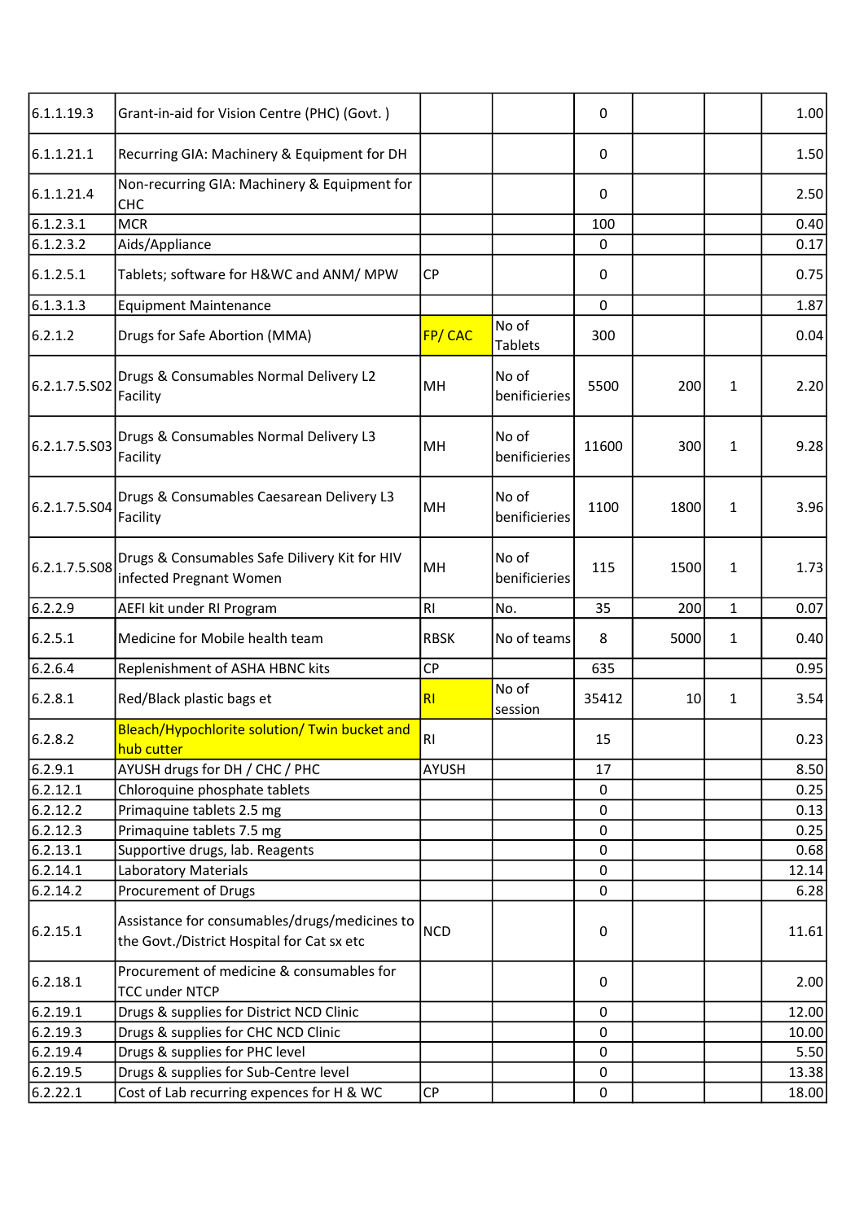| | | | | | | | |
|---|---|---|---|---|---|---|---|
| 6.1.1.19.3 | Grant-in-aid for Vision Centre (PHC) (Govt. ) | | | 0 | | | 1.00 |
| 6.1.1.21.1 | Recurring GIA: Machinery & Equipment for DH | | | 0 | | | 1.50 |
| 6.1.1.21.4 | Non-recurring GIA: Machinery & Equipment for CHC | | | 0 | | | 2.50 |
| 6.1.2.3.1 | MCR | | | 100 | | | 0.40 |
| 6.1.2.3.2 | Aids/Appliance | | | 0 | | | 0.17 |
| 6.1.2.5.1 | Tablets; software for H&WC and ANM/ MPW | CP | | 0 | | | 0.75 |
| 6.1.3.1.3 | Equipment Maintenance | | | 0 | | | 1.87 |
| 6.2.1.2 | Drugs for Safe Abortion (MMA) | FP/ CAC | No of Tablets | 300 | | | 0.04 |
| 6.2.1.7.5.S02 | Drugs & Consumables Normal Delivery L2 Facility | MH | No of benificieries | 5500 | 200 | 1 | 2.20 |
| 6.2.1.7.5.S03 | Drugs & Consumables Normal Delivery L3 Facility | MH | No of benificieries | 11600 | 300 | 1 | 9.28 |
| 6.2.1.7.5.S04 | Drugs & Consumables Caesarean Delivery L3 Facility | MH | No of benificieries | 1100 | 1800 | 1 | 3.96 |
| 6.2.1.7.5.S08 | Drugs & Consumables Safe Dilivery Kit for HIV infected Pregnant Women | MH | No of benificieries | 115 | 1500 | 1 | 1.73 |
| 6.2.2.9 | AEFI kit under RI Program | RI | No. | 35 | 200 | 1 | 0.07 |
| 6.2.5.1 | Medicine for Mobile health team | RBSK | No of teams | 8 | 5000 | 1 | 0.40 |
| 6.2.6.4 | Replenishment of ASHA HBNC kits | CP | | 635 | | | 0.95 |
| 6.2.8.1 | Red/Black plastic bags et | RI | No of session | 35412 | 10 | 1 | 3.54 |
| 6.2.8.2 | Bleach/Hypochlorite solution/ Twin bucket and hub cutter | RI | | 15 | | | 0.23 |
| 6.2.9.1 | AYUSH drugs for DH / CHC / PHC | AYUSH | | 17 | | | 8.50 |
| 6.2.12.1 | Chloroquine phosphate tablets | | | 0 | | | 0.25 |
| 6.2.12.2 | Primaquine tablets 2.5 mg | | | 0 | | | 0.13 |
| 6.2.12.3 | Primaquine tablets 7.5 mg | | | 0 | | | 0.25 |
| 6.2.13.1 | Supportive drugs, lab. Reagents | | | 0 | | | 0.68 |
| 6.2.14.1 | Laboratory Materials | | | 0 | | | 12.14 |
| 6.2.14.2 | Procurement of Drugs | | | 0 | | | 6.28 |
| 6.2.15.1 | Assistance for consumables/drugs/medicines to the Govt./District Hospital for Cat sx etc | NCD | | 0 | | | 11.61 |
| 6.2.18.1 | Procurement of medicine & consumables for TCC under NTCP | | | 0 | | | 2.00 |
| 6.2.19.1 | Drugs & supplies for District NCD Clinic | | | 0 | | | 12.00 |
| 6.2.19.3 | Drugs & supplies for CHC NCD Clinic | | | 0 | | | 10.00 |
| 6.2.19.4 | Drugs & supplies for PHC level | | | 0 | | | 5.50 |
| 6.2.19.5 | Drugs & supplies for Sub-Centre level | | | 0 | | | 13.38 |
| 6.2.22.1 | Cost of Lab recurring expences for H & WC | CP | | 0 | | | 18.00 |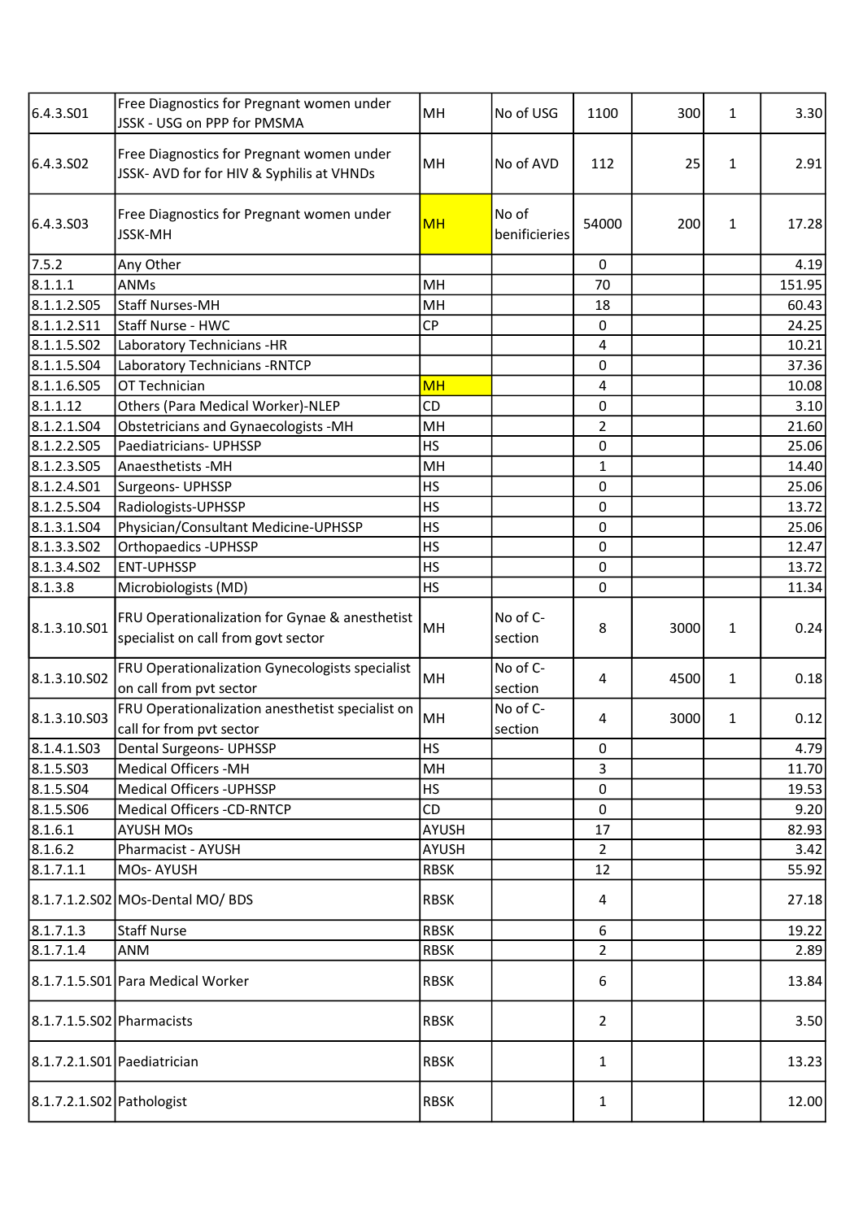| | | | | | | | |
|---|---|---|---|---|---|---|---|
| 6.4.3.S01 | Free Diagnostics for Pregnant women under JSSK - USG on PPP for PMSMA | MH | No of USG | 1100 | 300 | 1 | 3.30 |
| 6.4.3.S02 | Free Diagnostics for Pregnant women under JSSK- AVD for for HIV & Syphilis at VHNDs | MH | No of AVD | 112 | 25 | 1 | 2.91 |
| 6.4.3.S03 | Free Diagnostics for Pregnant women under JSSK-MH | MH | No of benificieries | 54000 | 200 | 1 | 17.28 |
| 7.5.2 | Any Other | | | 0 | | | 4.19 |
| 8.1.1.1 | ANMs | MH | | 70 | | | 151.95 |
| 8.1.1.2.S05 | Staff Nurses-MH | MH | | 18 | | | 60.43 |
| 8.1.1.2.S11 | Staff Nurse - HWC | CP | | 0 | | | 24.25 |
| 8.1.1.5.S02 | Laboratory Technicians -HR | | | 4 | | | 10.21 |
| 8.1.1.5.S04 | Laboratory Technicians -RNTCP | | | 0 | | | 37.36 |
| 8.1.1.6.S05 | OT Technician | MH | | 4 | | | 10.08 |
| 8.1.1.12 | Others (Para Medical Worker)-NLEP | CD | | 0 | | | 3.10 |
| 8.1.2.1.S04 | Obstetricians and Gynaecologists -MH | MH | | 2 | | | 21.60 |
| 8.1.2.2.S05 | Paediatricians- UPHSSP | HS | | 0 | | | 25.06 |
| 8.1.2.3.S05 | Anaesthetists -MH | MH | | 1 | | | 14.40 |
| 8.1.2.4.S01 | Surgeons- UPHSSP | HS | | 0 | | | 25.06 |
| 8.1.2.5.S04 | Radiologists-UPHSSP | HS | | 0 | | | 13.72 |
| 8.1.3.1.S04 | Physician/Consultant Medicine-UPHSSP | HS | | 0 | | | 25.06 |
| 8.1.3.3.S02 | Orthopaedics -UPHSSP | HS | | 0 | | | 12.47 |
| 8.1.3.4.S02 | ENT-UPHSSP | HS | | 0 | | | 13.72 |
| 8.1.3.8 | Microbiologists (MD) | HS | | 0 | | | 11.34 |
| 8.1.3.10.S01 | FRU Operationalization for Gynae & anesthetist specialist on call from govt sector | MH | No of C-section | 8 | 3000 | 1 | 0.24 |
| 8.1.3.10.S02 | FRU Operationalization Gynecologists specialist on call from pvt sector | MH | No of C-section | 4 | 4500 | 1 | 0.18 |
| 8.1.3.10.S03 | FRU Operationalization anesthetist specialist on call for from pvt sector | MH | No of C-section | 4 | 3000 | 1 | 0.12 |
| 8.1.4.1.S03 | Dental Surgeons- UPHSSP | HS | | 0 | | | 4.79 |
| 8.1.5.S03 | Medical Officers -MH | MH | | 3 | | | 11.70 |
| 8.1.5.S04 | Medical Officers -UPHSSP | HS | | 0 | | | 19.53 |
| 8.1.5.S06 | Medical Officers -CD-RNTCP | CD | | 0 | | | 9.20 |
| 8.1.6.1 | AYUSH MOs | AYUSH | | 17 | | | 82.93 |
| 8.1.6.2 | Pharmacist - AYUSH | AYUSH | | 2 | | | 3.42 |
| 8.1.7.1.1 | MOs- AYUSH | RBSK | | 12 | | | 55.92 |
| 8.1.7.1.2.S02 | MOs-Dental MO/ BDS | RBSK | | 4 | | | 27.18 |
| 8.1.7.1.3 | Staff Nurse | RBSK | | 6 | | | 19.22 |
| 8.1.7.1.4 | ANM | RBSK | | 2 | | | 2.89 |
| 8.1.7.1.5.S01 | Para Medical Worker | RBSK | | 6 | | | 13.84 |
| 8.1.7.1.5.S02 | Pharmacists | RBSK | | 2 | | | 3.50 |
| 8.1.7.2.1.S01 | Paediatrician | RBSK | | 1 | | | 13.23 |
| 8.1.7.2.1.S02 | Pathologist | RBSK | | 1 | | | 12.00 |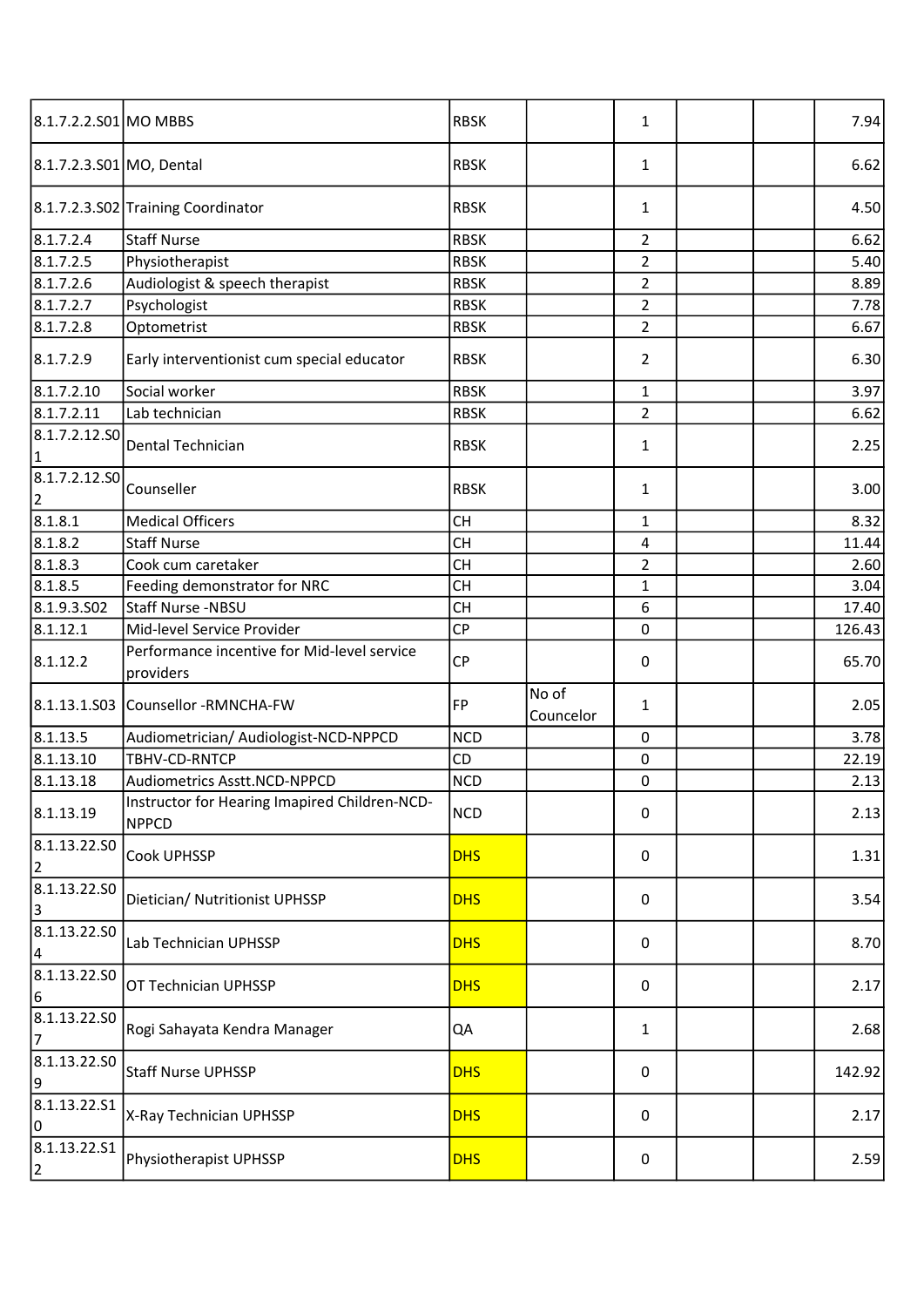| | | | | | | | |
|---|---|---|---|---|---|---|---|
| 8.1.7.2.2.S01 | MO MBBS | RBSK | | 1 | | | 7.94 |
| 8.1.7.2.3.S01 | MO, Dental | RBSK | | 1 | | | 6.62 |
| 8.1.7.2.3.S02 | Training Coordinator | RBSK | | 1 | | | 4.50 |
| 8.1.7.2.4 | Staff Nurse | RBSK | | 2 | | | 6.62 |
| 8.1.7.2.5 | Physiotherapist | RBSK | | 2 | | | 5.40 |
| 8.1.7.2.6 | Audiologist & speech therapist | RBSK | | 2 | | | 8.89 |
| 8.1.7.2.7 | Psychologist | RBSK | | 2 | | | 7.78 |
| 8.1.7.2.8 | Optometrist | RBSK | | 2 | | | 6.67 |
| 8.1.7.2.9 | Early interventionist cum special educator | RBSK | | 2 | | | 6.30 |
| 8.1.7.2.10 | Social worker | RBSK | | 1 | | | 3.97 |
| 8.1.7.2.11 | Lab technician | RBSK | | 2 | | | 6.62 |
| 8.1.7.2.12.S01 | Dental Technician | RBSK | | 1 | | | 2.25 |
| 8.1.7.2.12.S02 | Counseller | RBSK | | 1 | | | 3.00 |
| 8.1.8.1 | Medical Officers | CH | | 1 | | | 8.32 |
| 8.1.8.2 | Staff Nurse | CH | | 4 | | | 11.44 |
| 8.1.8.3 | Cook cum caretaker | CH | | 2 | | | 2.60 |
| 8.1.8.5 | Feeding demonstrator for NRC | CH | | 1 | | | 3.04 |
| 8.1.9.3.S02 | Staff Nurse -NBSU | CH | | 6 | | | 17.40 |
| 8.1.12.1 | Mid-level Service Provider | CP | | 0 | | | 126.43 |
| 8.1.12.2 | Performance incentive for Mid-level service providers | CP | | 0 | | | 65.70 |
| 8.1.13.1.S03 | Counsellor -RMNCHA-FW | FP | No of Councelor | 1 | | | 2.05 |
| 8.1.13.5 | Audiometrician/ Audiologist-NCD-NPPCD | NCD | | 0 | | | 3.78 |
| 8.1.13.10 | TBHV-CD-RNTCP | CD | | 0 | | | 22.19 |
| 8.1.13.18 | Audiometrics Asstt.NCD-NPPCD | NCD | | 0 | | | 2.13 |
| 8.1.13.19 | Instructor for Hearing Imapired Children-NCD-NPPCD | NCD | | 0 | | | 2.13 |
| 8.1.13.22.S02 | Cook UPHSSP | DHS | | 0 | | | 1.31 |
| 8.1.13.22.S03 | Dietician/ Nutritionist UPHSSP | DHS | | 0 | | | 3.54 |
| 8.1.13.22.S04 | Lab Technician UPHSSP | DHS | | 0 | | | 8.70 |
| 8.1.13.22.S06 | OT Technician UPHSSP | DHS | | 0 | | | 2.17 |
| 8.1.13.22.S07 | Rogi Sahayata Kendra Manager | QA | | 1 | | | 2.68 |
| 8.1.13.22.S09 | Staff Nurse UPHSSP | DHS | | 0 | | | 142.92 |
| 8.1.13.22.S10 | X-Ray Technician UPHSSP | DHS | | 0 | | | 2.17 |
| 8.1.13.22.S12 | Physiotherapist UPHSSP | DHS | | 0 | | | 2.59 |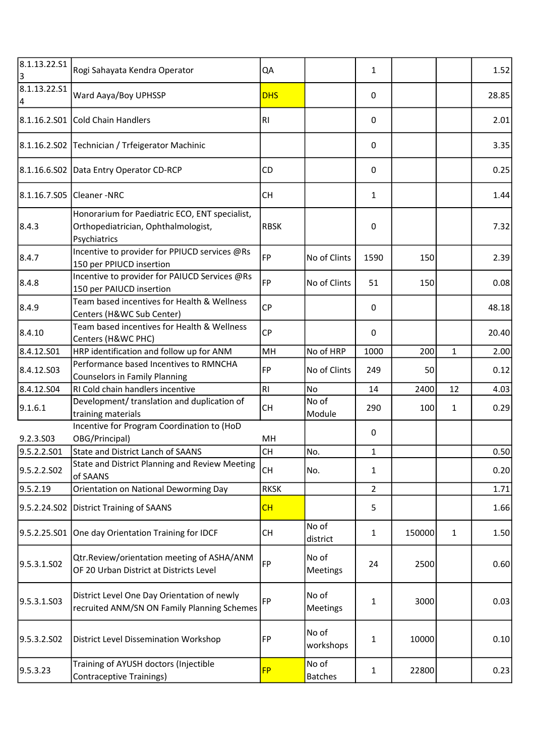| | | | | | | | |
|---|---|---|---|---|---|---|---|
| 8.1.13.22.S13 | Rogi Sahayata Kendra Operator | QA | | 1 | | | 1.52 |
| 8.1.13.22.S14 | Ward Aaya/Boy UPHSSP | DHS | | 0 | | | 28.85 |
| 8.1.16.2.S01 | Cold Chain Handlers | RI | | 0 | | | 2.01 |
| 8.1.16.2.S02 | Technician / Trfeigerator Machinic | | | 0 | | | 3.35 |
| 8.1.16.6.S02 | Data Entry Operator CD-RCP | CD | | 0 | | | 0.25 |
| 8.1.16.7.S05 | Cleaner -NRC | CH | | 1 | | | 1.44 |
| 8.4.3 | Honorarium for Paediatric ECO, ENT specialist, Orthopediatrician, Ophthalmologist, Psychiatrics | RBSK | | 0 | | | 7.32 |
| 8.4.7 | Incentive to provider for PPIUCD services @Rs 150 per PPIUCD insertion | FP | No of Clints | 1590 | 150 | | 2.39 |
| 8.4.8 | Incentive to provider for PAIUCD Services @Rs 150 per PAIUCD insertion | FP | No of Clints | 51 | 150 | | 0.08 |
| 8.4.9 | Team based incentives for Health & Wellness Centers (H&WC Sub Center) | CP | | 0 | | | 48.18 |
| 8.4.10 | Team based incentives for Health & Wellness Centers (H&WC PHC) | CP | | 0 | | | 20.40 |
| 8.4.12.S01 | HRP identification and follow up for ANM | MH | No of HRP | 1000 | 200 | 1 | 2.00 |
| 8.4.12.S03 | Performance based Incentives to RMNCHA Counselors in Family Planning | FP | No of Clints | 249 | 50 | | 0.12 |
| 8.4.12.S04 | RI Cold chain handlers incentive | RI | No | 14 | 2400 | 12 | 4.03 |
| 9.1.6.1 | Development/ translation and duplication of training materials | CH | No of Module | 290 | 100 | 1 | 0.29 |
| 9.2.3.S03 | Incentive for Program Coordination to (HoD OBG/Principal) | MH | | 0 | | | |
| 9.5.2.2.S01 | State and District Lanch of SAANS | CH | No. | 1 | | | 0.50 |
| 9.5.2.2.S02 | State and District Planning and Review Meeting of SAANS | CH | No. | 1 | | | 0.20 |
| 9.5.2.19 | Orientation on National Deworming Day | RKSK | | 2 | | | 1.71 |
| 9.5.2.24.S02 | District Training of SAANS | CH | | 5 | | | 1.66 |
| 9.5.2.25.S01 | One day Orientation Training for IDCF | CH | No of district | 1 | 150000 | 1 | 1.50 |
| 9.5.3.1.S02 | Qtr.Review/orientation meeting of ASHA/ANM OF 20 Urban District at Districts Level | FP | No of Meetings | 24 | 2500 | | 0.60 |
| 9.5.3.1.S03 | District Level One Day Orientation of newly recruited ANM/SN ON Family Planning Schemes | FP | No of Meetings | 1 | 3000 | | 0.03 |
| 9.5.3.2.S02 | District Level Dissemination Workshop | FP | No of workshops | 1 | 10000 | | 0.10 |
| 9.5.3.23 | Training of AYUSH doctors (Injectible Contraceptive Trainings) | FP | No of Batches | 1 | 22800 | | 0.23 |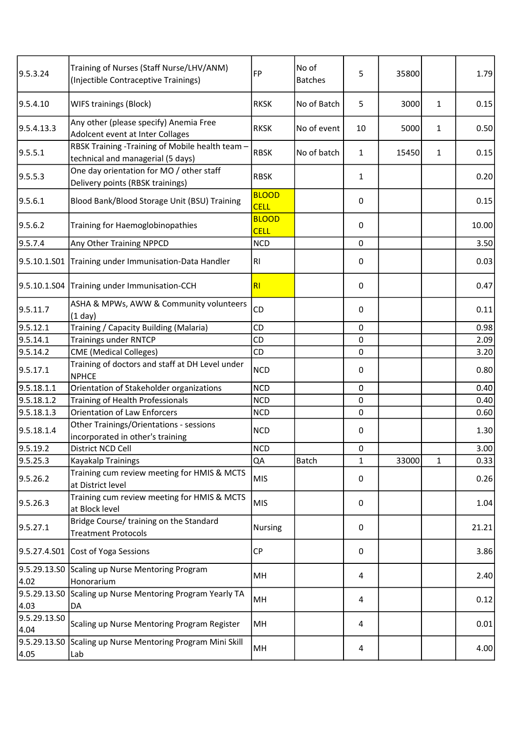| | | | | | | | |
|---|---|---|---|---|---|---|---|
| 9.5.3.24 | Training of Nurses (Staff Nurse/LHV/ANM) (Injectible Contraceptive Trainings) | FP | No of Batches | 5 | 35800 | | 1.79 |
| 9.5.4.10 | WIFS trainings (Block) | RKSK | No of Batch | 5 | 3000 | 1 | 0.15 |
| 9.5.4.13.3 | Any other (please specify) Anemia Free Adolcent event at Inter Collages | RKSK | No of event | 10 | 5000 | 1 | 0.50 |
| 9.5.5.1 | RBSK Training -Training of Mobile health team – technical and managerial (5 days) | RBSK | No of batch | 1 | 15450 | 1 | 0.15 |
| 9.5.5.3 | One day orientation for MO / other staff Delivery points (RBSK trainings) | RBSK | | 1 | | | 0.20 |
| 9.5.6.1 | Blood Bank/Blood Storage Unit (BSU) Training | BLOOD CELL | | 0 | | | 0.15 |
| 9.5.6.2 | Training for Haemoglobinopathies | BLOOD CELL | | 0 | | | 10.00 |
| 9.5.7.4 | Any Other Training NPPCD | NCD | | 0 | | | 3.50 |
| 9.5.10.1.S01 | Training under Immunisation-Data Handler | RI | | 0 | | | 0.03 |
| 9.5.10.1.S04 | Training under Immunisation-CCH | RI | | 0 | | | 0.47 |
| 9.5.11.7 | ASHA & MPWs, AWW & Community volunteers (1 day) | CD | | 0 | | | 0.11 |
| 9.5.12.1 | Training / Capacity Building (Malaria) | CD | | 0 | | | 0.98 |
| 9.5.14.1 | Trainings under RNTCP | CD | | 0 | | | 2.09 |
| 9.5.14.2 | CME (Medical Colleges) | CD | | 0 | | | 3.20 |
| 9.5.17.1 | Training of doctors and staff at DH Level under NPHCE | NCD | | 0 | | | 0.80 |
| 9.5.18.1.1 | Orientation of Stakeholder organizations | NCD | | 0 | | | 0.40 |
| 9.5.18.1.2 | Training of Health Professionals | NCD | | 0 | | | 0.40 |
| 9.5.18.1.3 | Orientation of Law Enforcers | NCD | | 0 | | | 0.60 |
| 9.5.18.1.4 | Other Trainings/Orientations - sessions incorporated in other's training | NCD | | 0 | | | 1.30 |
| 9.5.19.2 | District NCD Cell | NCD | | 0 | | | 3.00 |
| 9.5.25.3 | Kayakalp Trainings | QA | Batch | 1 | 33000 | 1 | 0.33 |
| 9.5.26.2 | Training cum review meeting for HMIS & MCTS at District level | MIS | | 0 | | | 0.26 |
| 9.5.26.3 | Training cum review meeting for HMIS & MCTS at Block level | MIS | | 0 | | | 1.04 |
| 9.5.27.1 | Bridge Course/ training on the Standard Treatment Protocols | Nursing | | 0 | | | 21.21 |
| 9.5.27.4.S01 | Cost of Yoga Sessions | CP | | 0 | | | 3.86 |
| 9.5.29.13.S04.02 | Scaling up Nurse Mentoring Program Honorarium | MH | | 4 | | | 2.40 |
| 9.5.29.13.S04.03 | Scaling up Nurse Mentoring Program Yearly TA DA | MH | | 4 | | | 0.12 |
| 9.5.29.13.S04.04 | Scaling up Nurse Mentoring Program Register | MH | | 4 | | | 0.01 |
| 9.5.29.13.S04.05 | Scaling up Nurse Mentoring Program Mini Skill Lab | MH | | 4 | | | 4.00 |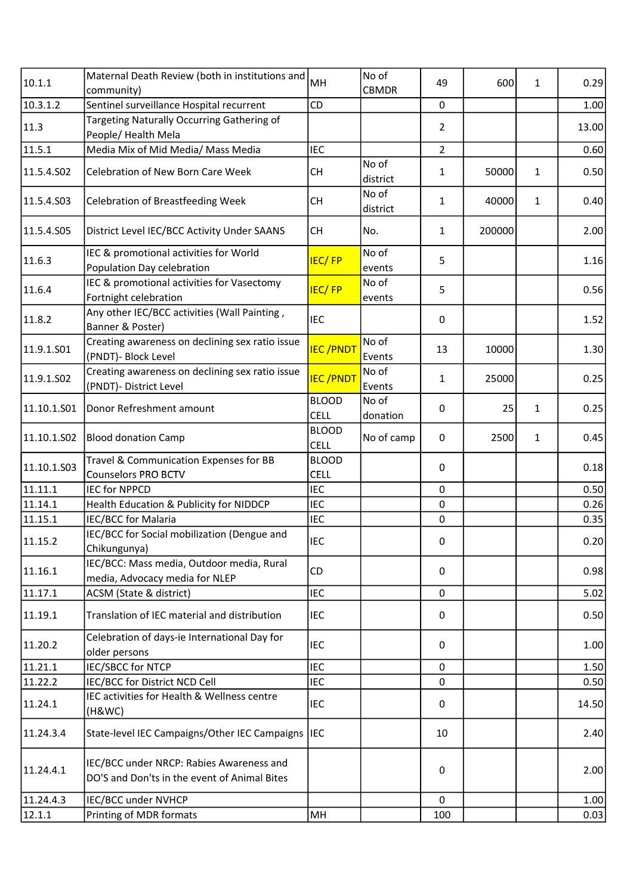| | | | | | | | |
|---|---|---|---|---|---|---|---|
| 10.1.1 | Maternal Death Review (both in institutions and community) | MH | No of CBMDR | 49 | 600 | 1 | 0.29 |
| 10.3.1.2 | Sentinel surveillance Hospital recurrent | CD | | 0 | | | 1.00 |
| 11.3 | Targeting Naturally Occurring Gathering of People/ Health Mela | | | 2 | | | 13.00 |
| 11.5.1 | Media Mix of Mid Media/ Mass Media | IEC | | 2 | | | 0.60 |
| 11.5.4.S02 | Celebration of New Born Care Week | CH | No of district | 1 | 50000 | 1 | 0.50 |
| 11.5.4.S03 | Celebration of Breastfeeding Week | CH | No of district | 1 | 40000 | 1 | 0.40 |
| 11.5.4.S05 | District Level IEC/BCC Activity Under SAANS | CH | No. | 1 | 200000 | | 2.00 |
| 11.6.3 | IEC & promotional activities for World Population Day celebration | IEC/ FP | No of events | 5 | | | 1.16 |
| 11.6.4 | IEC & promotional activities for Vasectomy Fortnight celebration | IEC/ FP | No of events | 5 | | | 0.56 |
| 11.8.2 | Any other IEC/BCC activities (Wall Painting , Banner & Poster) | IEC | | 0 | | | 1.52 |
| 11.9.1.S01 | Creating awareness on declining sex ratio issue (PNDT)- Block Level | IEC /PNDT | No of Events | 13 | 10000 | | 1.30 |
| 11.9.1.S02 | Creating awareness on declining sex ratio issue (PNDT)- District Level | IEC /PNDT | No of Events | 1 | 25000 | | 0.25 |
| 11.10.1.S01 | Donor Refreshment amount | BLOOD CELL | No of donation | 0 | 25 | 1 | 0.25 |
| 11.10.1.S02 | Blood donation Camp | BLOOD CELL | No of camp | 0 | 2500 | 1 | 0.45 |
| 11.10.1.S03 | Travel & Communication Expenses for BB Counselors PRO BCTV | BLOOD CELL | | 0 | | | 0.18 |
| 11.11.1 | IEC for NPPCD | IEC | | 0 | | | 0.50 |
| 11.14.1 | Health Education & Publicity for NIDDCP | IEC | | 0 | | | 0.26 |
| 11.15.1 | IEC/BCC for Malaria | IEC | | 0 | | | 0.35 |
| 11.15.2 | IEC/BCC for Social mobilization (Dengue and Chikungunya) | IEC | | 0 | | | 0.20 |
| 11.16.1 | IEC/BCC: Mass media, Outdoor media, Rural media, Advocacy media for NLEP | CD | | 0 | | | 0.98 |
| 11.17.1 | ACSM (State & district) | IEC | | 0 | | | 5.02 |
| 11.19.1 | Translation of IEC material and distribution | IEC | | 0 | | | 0.50 |
| 11.20.2 | Celebration of days-ie International Day for older persons | IEC | | 0 | | | 1.00 |
| 11.21.1 | IEC/SBCC for NTCP | IEC | | 0 | | | 1.50 |
| 11.22.2 | IEC/BCC for District NCD Cell | IEC | | 0 | | | 0.50 |
| 11.24.1 | IEC activities for Health & Wellness centre (H&WC) | IEC | | 0 | | | 14.50 |
| 11.24.3.4 | State-level IEC Campaigns/Other IEC Campaigns | IEC | | 10 | | | 2.40 |
| 11.24.4.1 | IEC/BCC under NRCP: Rabies Awareness and DO'S and Don'ts in the event of Animal Bites | | | 0 | | | 2.00 |
| 11.24.4.3 | IEC/BCC under NVHCP | | | 0 | | | 1.00 |
| 12.1.1 | Printing of MDR formats | MH | | 100 | | | 0.03 |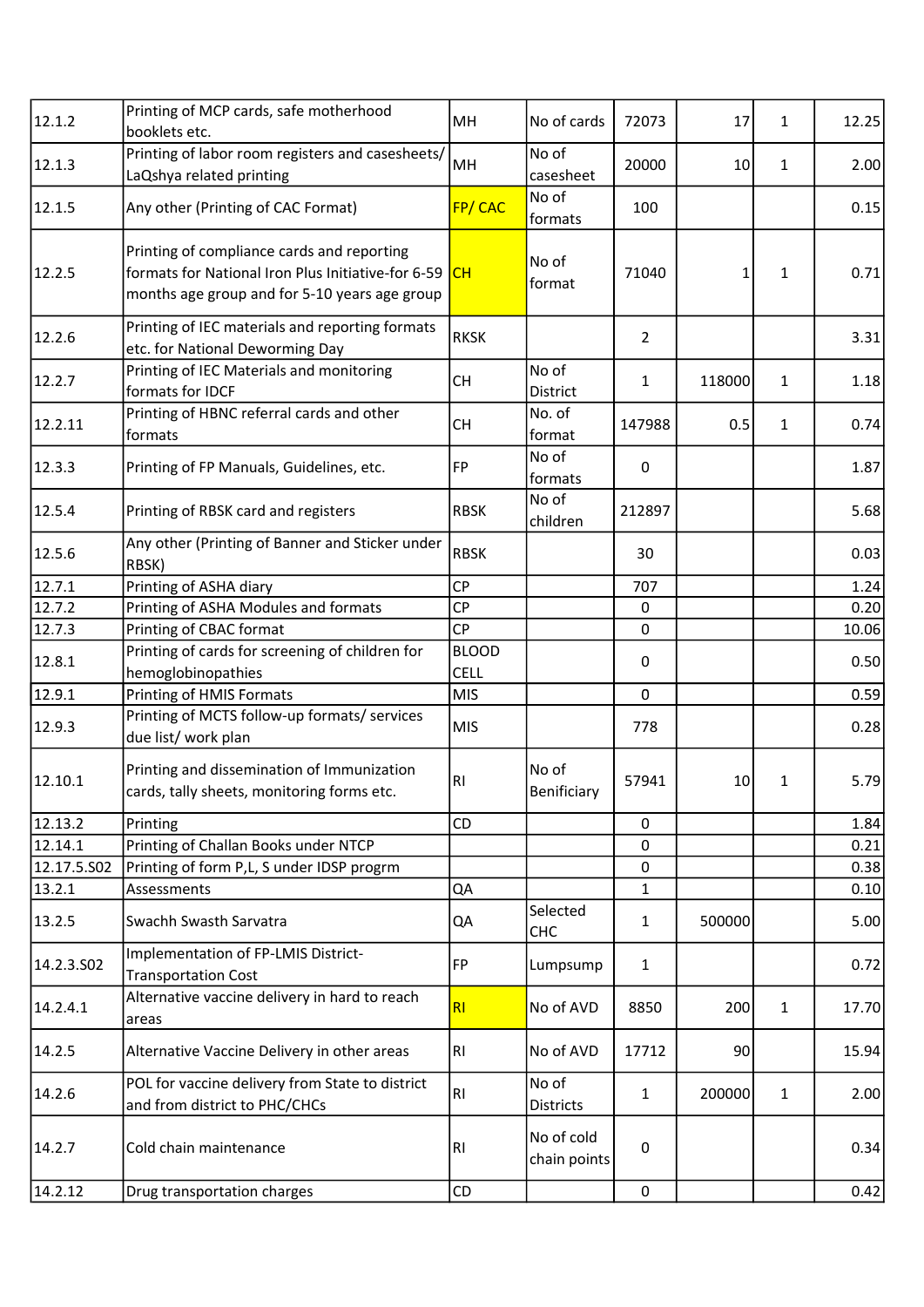| | | | | | | | |
|---|---|---|---|---|---|---|---|
| 12.1.2 | Printing of MCP cards, safe motherhood booklets etc. | MH | No of cards | 72073 | 17 | 1 | 12.25 |
| 12.1.3 | Printing of labor room registers and casesheets/ LaQshya related printing | MH | No of casesheet | 20000 | 10 | 1 | 2.00 |
| 12.1.5 | Any other (Printing of CAC Format) | FP/ CAC | No of formats | 100 | | | 0.15 |
| 12.2.5 | Printing of compliance cards and reporting formats for National Iron Plus Initiative-for 6-59 months age group and for 5-10 years age group | CH | No of format | 71040 | 1 | 1 | 0.71 |
| 12.2.6 | Printing of IEC materials and reporting formats etc. for National Deworming Day | RKSK | | 2 | | | 3.31 |
| 12.2.7 | Printing of IEC Materials and monitoring formats for IDCF | CH | No of District | 1 | 118000 | 1 | 1.18 |
| 12.2.11 | Printing of HBNC referral cards and other formats | CH | No. of format | 147988 | 0.5 | 1 | 0.74 |
| 12.3.3 | Printing of FP Manuals, Guidelines, etc. | FP | No of formats | 0 | | | 1.87 |
| 12.5.4 | Printing of RBSK card and registers | RBSK | No of children | 212897 | | | 5.68 |
| 12.5.6 | Any other (Printing of Banner and Sticker under RBSK) | RBSK | | 30 | | | 0.03 |
| 12.7.1 | Printing of ASHA diary | CP | | 707 | | | 1.24 |
| 12.7.2 | Printing of ASHA Modules and formats | CP | | 0 | | | 0.20 |
| 12.7.3 | Printing of CBAC format | CP | | 0 | | | 10.06 |
| 12.8.1 | Printing of cards for screening of children for hemoglobinopathies | BLOOD CELL | | 0 | | | 0.50 |
| 12.9.1 | Printing of HMIS Formats | MIS | | 0 | | | 0.59 |
| 12.9.3 | Printing of MCTS follow-up formats/ services due list/ work plan | MIS | | 778 | | | 0.28 |
| 12.10.1 | Printing and dissemination of Immunization cards, tally sheets, monitoring forms etc. | RI | No of Benificiary | 57941 | 10 | 1 | 5.79 |
| 12.13.2 | Printing | CD | | 0 | | | 1.84 |
| 12.14.1 | Printing of Challan Books under NTCP | | | 0 | | | 0.21 |
| 12.17.5.S02 | Printing of form P,L, S under IDSP progrm | | | 0 | | | 0.38 |
| 13.2.1 | Assessments | QA | | 1 | | | 0.10 |
| 13.2.5 | Swachh Swasth Sarvatra | QA | Selected CHC | 1 | 500000 | | 5.00 |
| 14.2.3.S02 | Implementation of FP-LMIS District-Transportation Cost | FP | Lumpsump | 1 | | | 0.72 |
| 14.2.4.1 | Alternative vaccine delivery in hard to reach areas | RI | No of AVD | 8850 | 200 | 1 | 17.70 |
| 14.2.5 | Alternative Vaccine Delivery in other areas | RI | No of AVD | 17712 | 90 | | 15.94 |
| 14.2.6 | POL for vaccine delivery from State to district and from district to PHC/CHCs | RI | No of Districts | 1 | 200000 | 1 | 2.00 |
| 14.2.7 | Cold chain maintenance | RI | No of cold chain points | 0 | | | 0.34 |
| 14.2.12 | Drug transportation charges | CD | | 0 | | | 0.42 |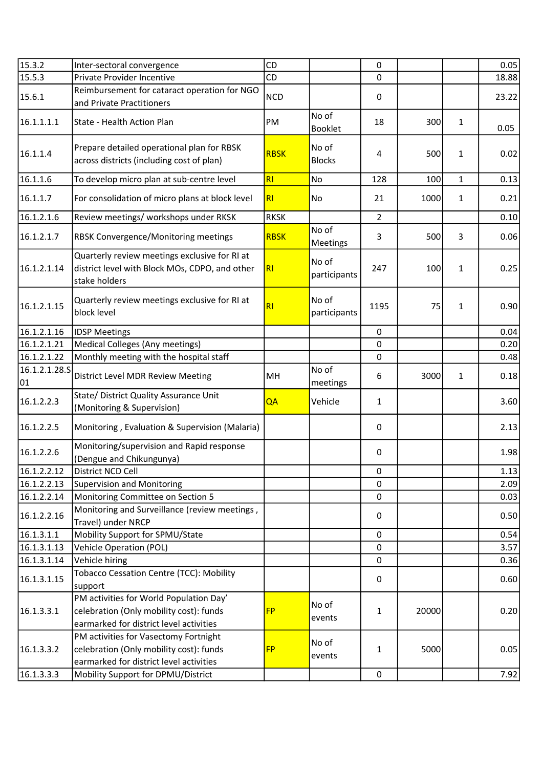| | | | | | | | |
|---|---|---|---|---|---|---|---|
| 15.3.2 | Inter-sectoral convergence | CD | | 0 | | | 0.05 |
| 15.5.3 | Private Provider Incentive | CD | | 0 | | | 18.88 |
| 15.6.1 | Reimbursement for cataract operation for NGO and Private Practitioners | NCD | | 0 | | | 23.22 |
| 16.1.1.1.1 | State - Health Action Plan | PM | No of Booklet | 18 | 300 | 1 | 0.05 |
| 16.1.1.4 | Prepare detailed operational plan for RBSK across districts (including cost of plan) | RBSK | No of Blocks | 4 | 500 | 1 | 0.02 |
| 16.1.1.6 | To develop micro plan at sub-centre level | RI | No | 128 | 100 | 1 | 0.13 |
| 16.1.1.7 | For consolidation of micro plans at block level | RI | No | 21 | 1000 | 1 | 0.21 |
| 16.1.2.1.6 | Review meetings/ workshops under RKSK | RKSK | | 2 | | | 0.10 |
| 16.1.2.1.7 | RBSK Convergence/Monitoring meetings | RBSK | No of Meetings | 3 | 500 | 3 | 0.06 |
| 16.1.2.1.14 | Quarterly review meetings exclusive for RI at district level with Block MOs, CDPO, and other stake holders | RI | No of participants | 247 | 100 | 1 | 0.25 |
| 16.1.2.1.15 | Quarterly review meetings exclusive for RI at block level | RI | No of participants | 1195 | 75 | 1 | 0.90 |
| 16.1.2.1.16 | IDSP Meetings | | | 0 | | | 0.04 |
| 16.1.2.1.21 | Medical Colleges (Any meetings) | | | 0 | | | 0.20 |
| 16.1.2.1.22 | Monthly meeting with the hospital staff | | | 0 | | | 0.48 |
| 16.1.2.1.28.S01 | District Level MDR Review Meeting | MH | No of meetings | 6 | 3000 | 1 | 0.18 |
| 16.1.2.2.3 | State/ District Quality Assurance Unit (Monitoring & Supervision) | QA | Vehicle | 1 | | | 3.60 |
| 16.1.2.2.5 | Monitoring , Evaluation & Supervision (Malaria) | | | 0 | | | 2.13 |
| 16.1.2.2.6 | Monitoring/supervision and Rapid response (Dengue and Chikungunya) | | | 0 | | | 1.98 |
| 16.1.2.2.12 | District NCD Cell | | | 0 | | | 1.13 |
| 16.1.2.2.13 | Supervision and Monitoring | | | 0 | | | 2.09 |
| 16.1.2.2.14 | Monitoring Committee on Section 5 | | | 0 | | | 0.03 |
| 16.1.2.2.16 | Monitoring and Surveillance (review meetings , Travel) under NRCP | | | 0 | | | 0.50 |
| 16.1.3.1.1 | Mobility Support for SPMU/State | | | 0 | | | 0.54 |
| 16.1.3.1.13 | Vehicle Operation (POL) | | | 0 | | | 3.57 |
| 16.1.3.1.14 | Vehicle hiring | | | 0 | | | 0.36 |
| 16.1.3.1.15 | Tobacco Cessation Centre (TCC): Mobility support | | | 0 | | | 0.60 |
| 16.1.3.3.1 | PM activities for World Population Day' celebration (Only mobility cost): funds earmarked for district level activities | FP | No of events | 1 | 20000 | | 0.20 |
| 16.1.3.3.2 | PM activities for Vasectomy Fortnight celebration (Only mobility cost): funds earmarked for district level activities | FP | No of events | 1 | 5000 | | 0.05 |
| 16.1.3.3.3 | Mobility Support for DPMU/District | | | 0 | | | 7.92 |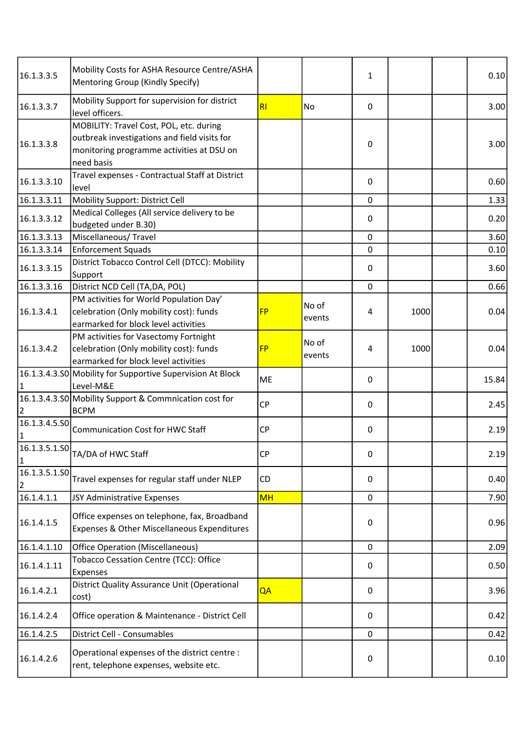| | | | | | | | |
|---|---|---|---|---|---|---|---|
| 16.1.3.3.5 | Mobility Costs for ASHA Resource Centre/ASHA Mentoring Group (Kindly Specify) | | | 1 | | | 0.10 |
| 16.1.3.3.7 | Mobility Support for supervision for district level officers. | RI | No | 0 | | | 3.00 |
| 16.1.3.3.8 | MOBILITY: Travel Cost, POL, etc. during outbreak investigations and field visits for monitoring programme activities at DSU on need basis | | | 0 | | | 3.00 |
| 16.1.3.3.10 | Travel expenses - Contractual Staff at District level | | | 0 | | | 0.60 |
| 16.1.3.3.11 | Mobility Support: District Cell | | | 0 | | | 1.33 |
| 16.1.3.3.12 | Medical Colleges (All service delivery to be budgeted under B.30) | | | 0 | | | 0.20 |
| 16.1.3.3.13 | Miscellaneous/ Travel | | | 0 | | | 3.60 |
| 16.1.3.3.14 | Enforcement Squads | | | 0 | | | 0.10 |
| 16.1.3.3.15 | District Tobacco Control Cell (DTCC): Mobility Support | | | 0 | | | 3.60 |
| 16.1.3.3.16 | District NCD Cell (TA,DA, POL) | | | 0 | | | 0.66 |
| 16.1.3.4.1 | PM activities for World Population Day' celebration (Only mobility cost): funds earmarked for block level activities | FP | No of events | 4 | 1000 | | 0.04 |
| 16.1.3.4.2 | PM activities for Vasectomy Fortnight celebration (Only mobility cost): funds earmarked for block level activities | FP | No of events | 4 | 1000 | | 0.04 |
| 16.1.3.4.3.S01 | Mobility for Supportive Supervision At Block Level-M&E | ME | | 0 | | | 15.84 |
| 16.1.3.4.3.S02 | Mobility Support & Commnication cost for BCPM | CP | | 0 | | | 2.45 |
| 16.1.3.4.5.S01 | Communication Cost for HWC Staff | CP | | 0 | | | 2.19 |
| 16.1.3.5.1.S01 | TA/DA of HWC Staff | CP | | 0 | | | 2.19 |
| 16.1.3.5.1.S02 | Travel expenses for regular staff under NLEP | CD | | 0 | | | 0.40 |
| 16.1.4.1.1 | JSY Administrative Expenses | MH | | 0 | | | 7.90 |
| 16.1.4.1.5 | Office expenses on telephone, fax, Broadband Expenses & Other Miscellaneous Expenditures | | | 0 | | | 0.96 |
| 16.1.4.1.10 | Office Operation (Miscellaneous) | | | 0 | | | 2.09 |
| 16.1.4.1.11 | Tobacco Cessation Centre (TCC): Office Expenses | | | 0 | | | 0.50 |
| 16.1.4.2.1 | District Quality Assurance Unit (Operational cost) | QA | | 0 | | | 3.96 |
| 16.1.4.2.4 | Office operation & Maintenance - District Cell | | | 0 | | | 0.42 |
| 16.1.4.2.5 | District Cell - Consumables | | | 0 | | | 0.42 |
| 16.1.4.2.6 | Operational expenses of the district centre : rent, telephone expenses, website etc. | | | 0 | | | 0.10 |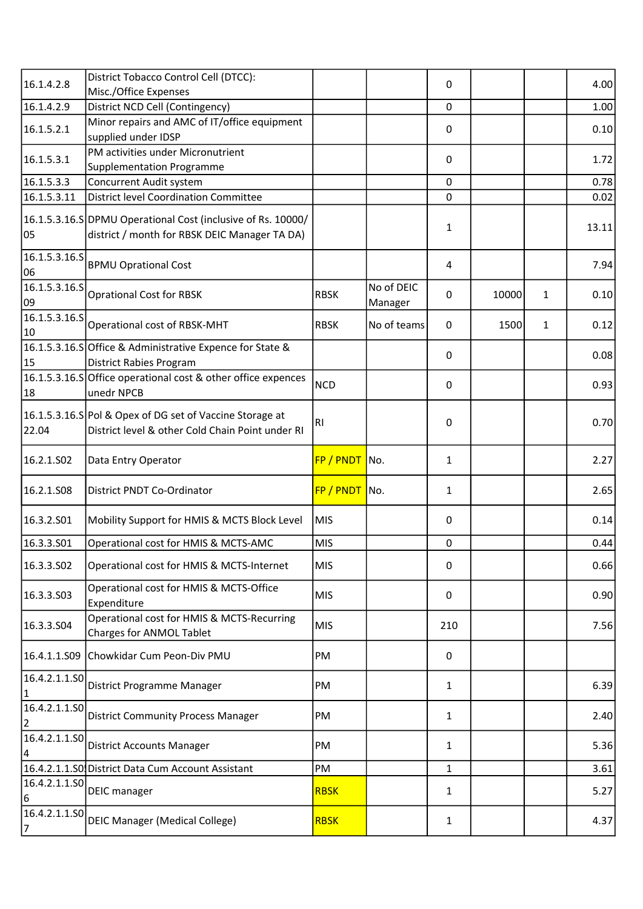| | | | | | | | |
|---|---|---|---|---|---|---|---|
| 16.1.4.2.8 | District Tobacco Control Cell (DTCC): Misc./Office Expenses | | | 0 | | | 4.00 |
| 16.1.4.2.9 | District NCD Cell (Contingency) | | | 0 | | | 1.00 |
| 16.1.5.2.1 | Minor repairs and AMC of IT/office equipment supplied under IDSP | | | 0 | | | 0.10 |
| 16.1.5.3.1 | PM activities under Micronutrient Supplementation Programme | | | 0 | | | 1.72 |
| 16.1.5.3.3 | Concurrent Audit system | | | 0 | | | 0.78 |
| 16.1.5.3.11 | District level Coordination Committee | | | 0 | | | 0.02 |
| 16.1.5.3.16.S05 | DPMU Operational Cost (inclusive of Rs. 10000/ district / month for RBSK DEIC Manager TA DA) | | | 1 | | | 13.11 |
| 16.1.5.3.16.S06 | BPMU Oprational Cost | | | 4 | | | 7.94 |
| 16.1.5.3.16.S09 | Oprational Cost for RBSK | RBSK | No of DEIC Manager | 0 | 10000 | 1 | 0.10 |
| 16.1.5.3.16.S10 | Operational cost of RBSK-MHT | RBSK | No of teams | 0 | 1500 | 1 | 0.12 |
| 16.1.5.3.16.S15 | Office & Administrative Expence for State & District Rabies Program | | | 0 | | | 0.08 |
| 16.1.5.3.16.S18 | Office operational cost & other office expences unedr NPCB | NCD | | 0 | | | 0.93 |
| 16.1.5.3.16.S22.04 | Pol & Opex of DG set of Vaccine Storage at District level & other Cold Chain Point under RI | RI | | 0 | | | 0.70 |
| 16.2.1.S02 | Data Entry Operator | FP / PNDT | No. | 1 | | | 2.27 |
| 16.2.1.S08 | District PNDT Co-Ordinator | FP / PNDT | No. | 1 | | | 2.65 |
| 16.3.2.S01 | Mobility Support for HMIS & MCTS Block Level | MIS | | 0 | | | 0.14 |
| 16.3.3.S01 | Operational cost for HMIS & MCTS-AMC | MIS | | 0 | | | 0.44 |
| 16.3.3.S02 | Operational cost for HMIS & MCTS-Internet | MIS | | 0 | | | 0.66 |
| 16.3.3.S03 | Operational cost for HMIS & MCTS-Office Expenditure | MIS | | 0 | | | 0.90 |
| 16.3.3.S04 | Operational cost for HMIS & MCTS-Recurring Charges for ANMOL Tablet | MIS | | 210 | | | 7.56 |
| 16.4.1.1.S09 | Chowkidar Cum Peon-Div PMU | PM | | 0 | | | |
| 16.4.2.1.1.S01 | District Programme Manager | PM | | 1 | | | 6.39 |
| 16.4.2.1.1.S02 | District Community Process Manager | PM | | 1 | | | 2.40 |
| 16.4.2.1.1.S04 | District Accounts Manager | PM | | 1 | | | 5.36 |
| 16.4.2.1.1.S0 | District Data Cum Account Assistant | PM | | 1 | | | 3.61 |
| 16.4.2.1.1.S06 | DEIC manager | RBSK | | 1 | | | 5.27 |
| 16.4.2.1.1.S07 | DEIC Manager (Medical College) | RBSK | | 1 | | | 4.37 |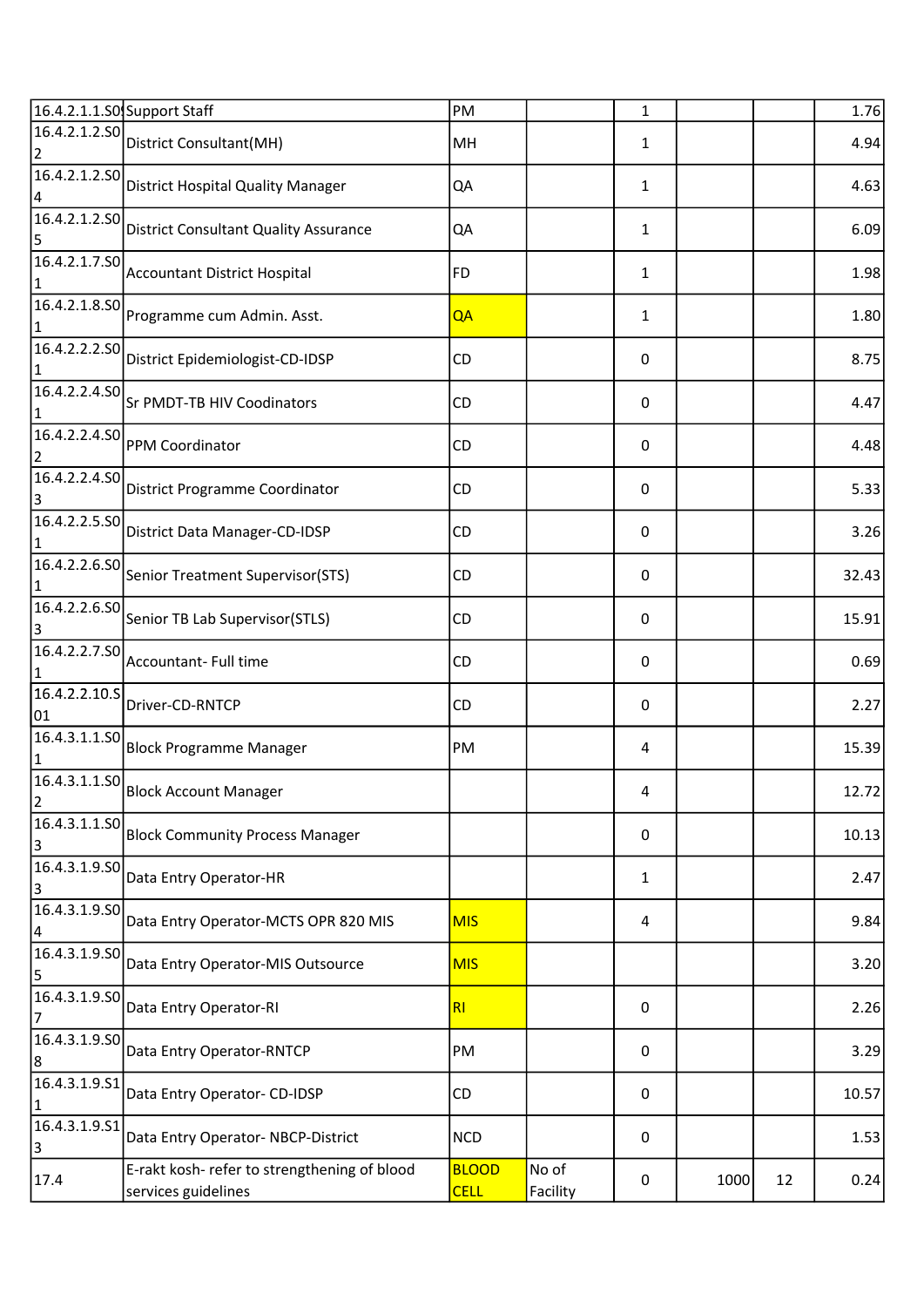| | | | | | | | |
|---|---|---|---|---|---|---|---|
| 16.4.2.1.1.S0 | Support Staff | PM | | 1 | | | 1.76 |
| 16.4.2.1.2.S02 | District Consultant(MH) | MH | | 1 | | | 4.94 |
| 16.4.2.1.2.S04 | District Hospital Quality Manager | QA | | 1 | | | 4.63 |
| 16.4.2.1.2.S05 | District Consultant Quality Assurance | QA | | 1 | | | 6.09 |
| 16.4.2.1.7.S01 | Accountant District Hospital | FD | | 1 | | | 1.98 |
| 16.4.2.1.8.S01 | Programme cum Admin. Asst. | QA | | 1 | | | 1.80 |
| 16.4.2.2.2.S01 | District Epidemiologist-CD-IDSP | CD | | 0 | | | 8.75 |
| 16.4.2.2.4.S01 | Sr PMDT-TB HIV Coodinators | CD | | 0 | | | 4.47 |
| 16.4.2.2.4.S02 | PPM Coordinator | CD | | 0 | | | 4.48 |
| 16.4.2.2.4.S03 | District Programme Coordinator | CD | | 0 | | | 5.33 |
| 16.4.2.2.5.S01 | District Data Manager-CD-IDSP | CD | | 0 | | | 3.26 |
| 16.4.2.2.6.S01 | Senior Treatment Supervisor(STS) | CD | | 0 | | | 32.43 |
| 16.4.2.2.6.S03 | Senior TB Lab Supervisor(STLS) | CD | | 0 | | | 15.91 |
| 16.4.2.2.7.S01 | Accountant- Full time | CD | | 0 | | | 0.69 |
| 16.4.2.2.10.S01 | Driver-CD-RNTCP | CD | | 0 | | | 2.27 |
| 16.4.3.1.1.S01 | Block Programme Manager | PM | | 4 | | | 15.39 |
| 16.4.3.1.1.S02 | Block Account Manager | | | 4 | | | 12.72 |
| 16.4.3.1.1.S03 | Block Community Process Manager | | | 0 | | | 10.13 |
| 16.4.3.1.9.S03 | Data Entry Operator-HR | | | 1 | | | 2.47 |
| 16.4.3.1.9.S04 | Data Entry Operator-MCTS OPR 820 MIS | MIS | | 4 | | | 9.84 |
| 16.4.3.1.9.S05 | Data Entry Operator-MIS Outsource | MIS | | | | | 3.20 |
| 16.4.3.1.9.S07 | Data Entry Operator-RI | RI | | 0 | | | 2.26 |
| 16.4.3.1.9.S08 | Data Entry Operator-RNTCP | PM | | 0 | | | 3.29 |
| 16.4.3.1.9.S11 | Data Entry Operator- CD-IDSP | CD | | 0 | | | 10.57 |
| 16.4.3.1.9.S13 | Data Entry Operator- NBCP-District | NCD | | 0 | | | 1.53 |
| 17.4 | E-rakt kosh- refer to strengthening of blood services guidelines | BLOOD CELL | No of Facility | 0 | 1000 | 12 | 0.24 |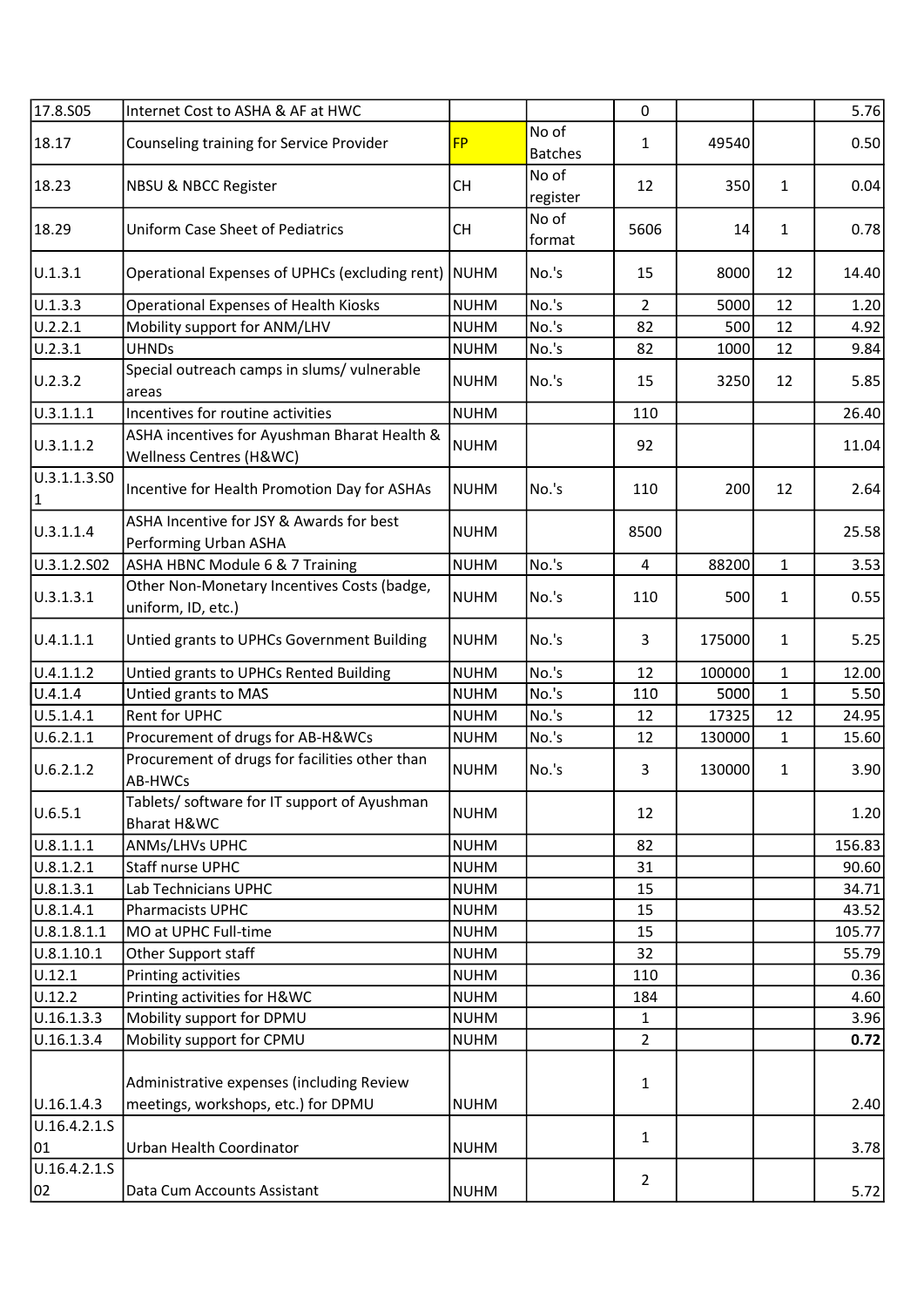| | | | | | | | |
|---|---|---|---|---|---|---|---|
| 17.8.S05 | Internet Cost to ASHA & AF at HWC | | | 0 | | | 5.76 |
| 18.17 | Counseling training for Service Provider | FP | No of Batches | 1 | 49540 | | 0.50 |
| 18.23 | NBSU & NBCC Register | CH | No of register | 12 | 350 | 1 | 0.04 |
| 18.29 | Uniform Case Sheet of Pediatrics | CH | No of format | 5606 | 14 | 1 | 0.78 |
| U.1.3.1 | Operational Expenses of UPHCs (excluding rent) | NUHM | No.'s | 15 | 8000 | 12 | 14.40 |
| U.1.3.3 | Operational Expenses of Health Kiosks | NUHM | No.'s | 2 | 5000 | 12 | 1.20 |
| U.2.2.1 | Mobility support for ANM/LHV | NUHM | No.'s | 82 | 500 | 12 | 4.92 |
| U.2.3.1 | UHNDs | NUHM | No.'s | 82 | 1000 | 12 | 9.84 |
| U.2.3.2 | Special outreach camps in slums/ vulnerable areas | NUHM | No.'s | 15 | 3250 | 12 | 5.85 |
| U.3.1.1.1 | Incentives for routine activities | NUHM | | 110 | | | 26.40 |
| U.3.1.1.2 | ASHA incentives for Ayushman Bharat Health & Wellness Centres (H&WC) | NUHM | | 92 | | | 11.04 |
| U.3.1.1.3.S01 | Incentive for Health Promotion Day for ASHAs | NUHM | No.'s | 110 | 200 | 12 | 2.64 |
| U.3.1.1.4 | ASHA Incentive for JSY & Awards for best Performing Urban ASHA | NUHM | | 8500 | | | 25.58 |
| U.3.1.2.S02 | ASHA HBNC Module 6 & 7 Training | NUHM | No.'s | 4 | 88200 | 1 | 3.53 |
| U.3.1.3.1 | Other Non-Monetary Incentives Costs (badge, uniform, ID, etc.) | NUHM | No.'s | 110 | 500 | 1 | 0.55 |
| U.4.1.1.1 | Untied grants to UPHCs Government Building | NUHM | No.'s | 3 | 175000 | 1 | 5.25 |
| U.4.1.1.2 | Untied grants to UPHCs Rented Building | NUHM | No.'s | 12 | 100000 | 1 | 12.00 |
| U.4.1.4 | Untied grants to MAS | NUHM | No.'s | 110 | 5000 | 1 | 5.50 |
| U.5.1.4.1 | Rent for UPHC | NUHM | No.'s | 12 | 17325 | 12 | 24.95 |
| U.6.2.1.1 | Procurement of drugs for AB-H&WCs | NUHM | No.'s | 12 | 130000 | 1 | 15.60 |
| U.6.2.1.2 | Procurement of drugs for facilities other than AB-HWCs | NUHM | No.'s | 3 | 130000 | 1 | 3.90 |
| U.6.5.1 | Tablets/ software for IT support of Ayushman Bharat H&WC | NUHM | | 12 | | | 1.20 |
| U.8.1.1.1 | ANMs/LHVs UPHC | NUHM | | 82 | | | 156.83 |
| U.8.1.2.1 | Staff nurse UPHC | NUHM | | 31 | | | 90.60 |
| U.8.1.3.1 | Lab Technicians UPHC | NUHM | | 15 | | | 34.71 |
| U.8.1.4.1 | Pharmacists UPHC | NUHM | | 15 | | | 43.52 |
| U.8.1.8.1.1 | MO at UPHC Full-time | NUHM | | 15 | | | 105.77 |
| U.8.1.10.1 | Other Support staff | NUHM | | 32 | | | 55.79 |
| U.12.1 | Printing activities | NUHM | | 110 | | | 0.36 |
| U.12.2 | Printing activities for H&WC | NUHM | | 184 | | | 4.60 |
| U.16.1.3.3 | Mobility support for DPMU | NUHM | | 1 | | | 3.96 |
| U.16.1.3.4 | Mobility support for CPMU | NUHM | | 2 | | | **0.72** |
| U.16.1.4.3 | Administrative expenses (including Review meetings, workshops, etc.) for DPMU | NUHM | | 1 | | | 2.40 |
| U.16.4.2.1.S01 | Urban Health Coordinator | NUHM | | 1 | | | 3.78 |
| U.16.4.2.1.S02 | Data Cum Accounts Assistant | NUHM | | 2 | | | 5.72 |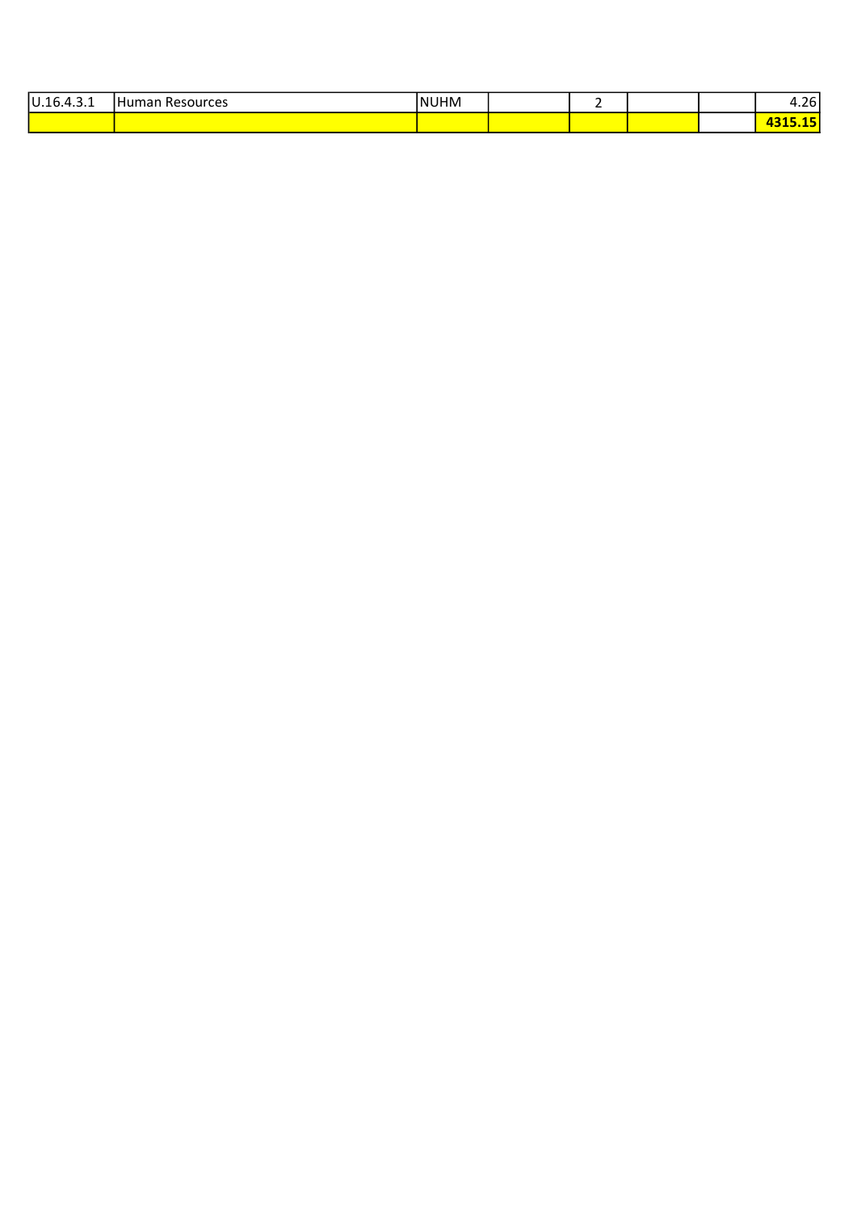| | | | | | | | |
|---|---|---|---|---|---|---|---|
| U.16.4.3.1 | Human Resources | NUHM | | 2 | | | 4.26 |
| | | | | | | | **4315.15** |